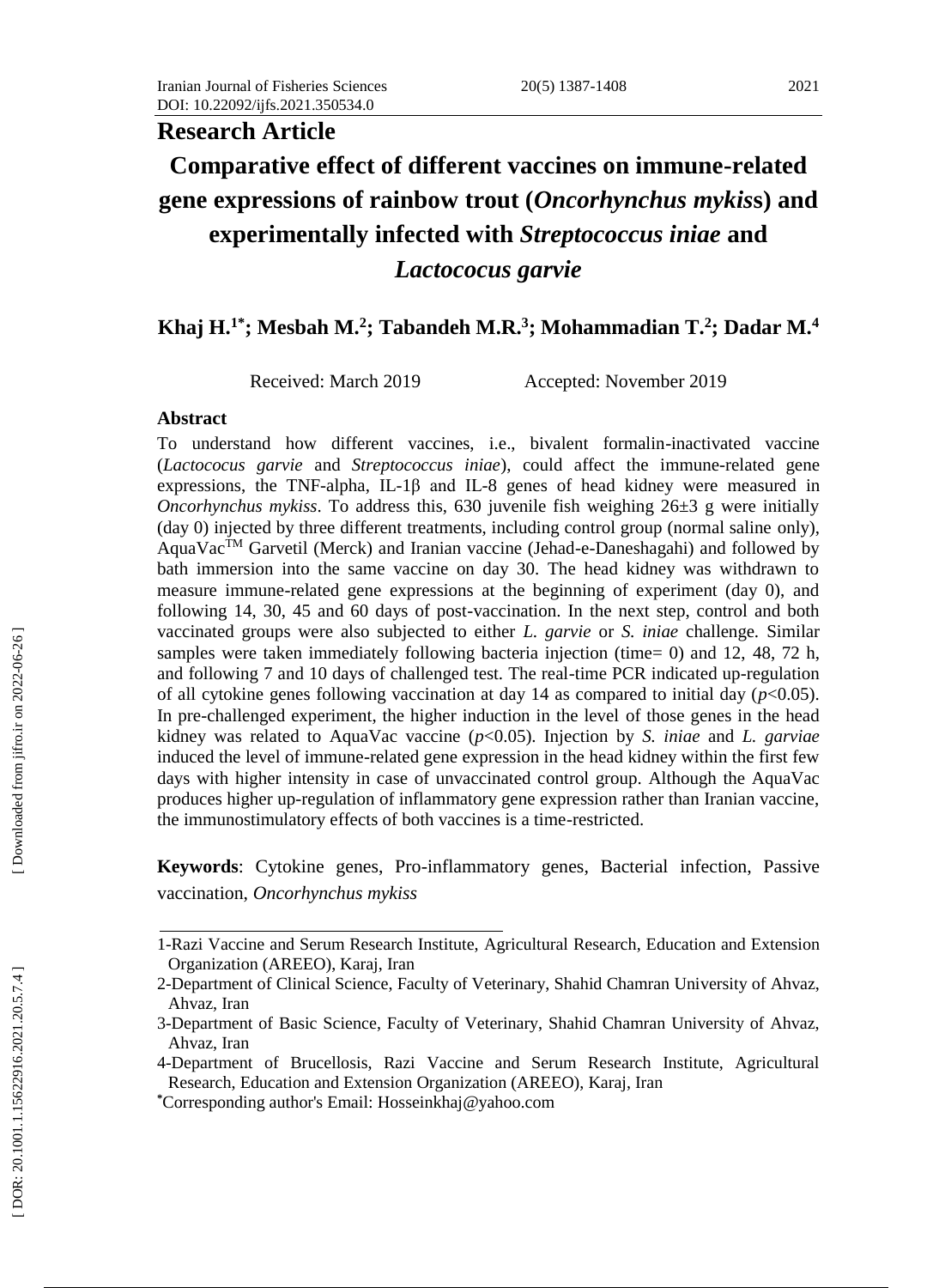**Research Article**

# Comparative effect of different vaccines on immune-related gene expressions of rainbow trout (*Oncorhynchus mykiss*) and experimentally infected with *Streptococcus iniae* and *Lactococus garvie*

**Khaj H.[1*]; Mesbah M.[2]; Tabandeh M.R.[3]; Mohammadian T.[2]; Dadar M.[4]**

Received: March 2019 Accepted: November 2019

## Abstract

To understand how different vaccines, i.e., bivalent formalin-inactivated vaccine (*Lactococus garvie* and *Streptococcus iniae*), could affect the immune-related gene expressions, the TNF-alpha, IL-1β and IL-8 genes of head kidney were measured in *Oncorhynchus mykiss*. To address this, 630 juvenile fish weighing 26±3 g were initially (day 0) injected by three different treatments, including control group (normal saline only), AquaVac™ Garvetil (Merck) and Iranian vaccine (Jehad-e-Daneshagahi) and followed by bath immersion into the same vaccine on day 30. The head kidney was withdrawn to measure immune-related gene expressions at the beginning of experiment (day 0), and following 14, 30, 45 and 60 days of post-vaccination. In the next step, control and both vaccinated groups were also subjected to either *L. garvie* or *S. iniae* challenge. Similar samples were taken immediately following bacteria injection (time= 0) and 12, 48, 72 h, and following 7 and 10 days of challenged test. The real-time PCR indicated up-regulation of all cytokine genes following vaccination at day 14 as compared to initial day ($p$<0.05). In pre-challenged experiment, the higher induction in the level of those genes in the head kidney was related to AquaVac vaccine ($p$<0.05). Injection by *S. iniae* and *L. garviae* induced the level of immune-related gene expression in the head kidney within the first few days with higher intensity in case of unvaccinated control group. Although the AquaVac produces higher up-regulation of inflammatory gene expression rather than Iranian vaccine, the immunostimulatory effects of both vaccines is a time-restricted.

**Keywords**: Cytokine genes, Pro-inflammatory genes, Bacterial infection, Passive vaccination, *Oncorhynchus mykiss*

---

1-Razi Vaccine and Serum Research Institute, Agricultural Research, Education and Extension Organization (AREEO), Karaj, Iran

2-Department of Clinical Science, Faculty of Veterinary, Shahid Chamran University of Ahvaz, Ahvaz, Iran

3-Department of Basic Science, Faculty of Veterinary, Shahid Chamran University of Ahvaz, Ahvaz, Iran

4-Department of Brucellosis, Razi Vaccine and Serum Research Institute, Agricultural Research, Education and Extension Organization (AREEO), Karaj, Iran

*Corresponding author's Email: Hosseinkhaj@yahoo.com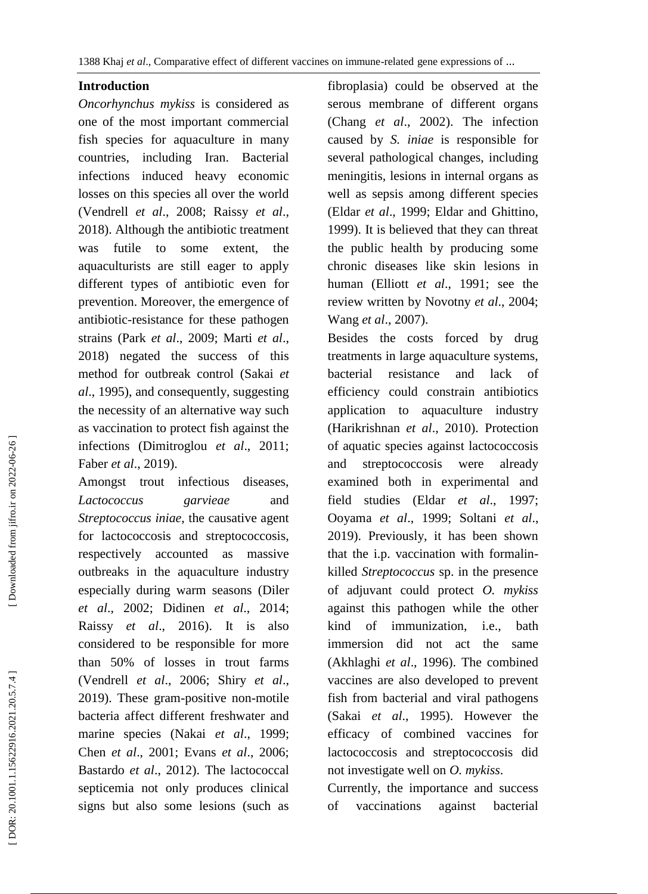## Introduction

*Oncorhynchus mykiss* is considered as one of the most important commercial fish species for aquaculture in many countries, including Iran. Bacterial infections induced heavy economic losses on this species all over the world (Vendrell *et al*., 2008; Raissy *et al*., 2018). Although the antibiotic treatment was futile to some extent, the aquaculturists are still eager to apply different types of antibiotic even for prevention. Moreover, the emergence of antibiotic-resistance for these pathogen strains (Park *et al*., 2009; Marti *et al*., 2018) negated the success of this method for outbreak control (Sakai *et al*., 1995), and consequently, suggesting the necessity of an alternative way such as vaccination to protect fish against the infections (Dimitroglou *et al*., 2011; Faber *et al*., 2019).

Amongst trout infectious diseases, *Lactococcus garvieae* and *Streptococcus iniae*, the causative agent for lactococcosis and streptococcosis, respectively accounted as massive outbreaks in the aquaculture industry especially during warm seasons (Diler *et al*., 2002; Didinen *et al*., 2014; Raissy *et al*., 2016). It is also considered to be responsible for more than 50% of losses in trout farms (Vendrell *et al*., 2006; Shiry *et al*., 2019). These gram-positive non-motile bacteria affect different freshwater and marine species (Nakai *et al*., 1999; Chen *et al*., 2001; Evans *et al*., 2006; Bastardo *et al*., 2012). The lactococcal septicemia not only produces clinical signs but also some lesions (such as fibroplasia) could be observed at the serous membrane of different organs (Chang *et al*., 2002). The infection caused by *S. iniae* is responsible for several pathological changes, including meningitis, lesions in internal organs as well as sepsis among different species (Eldar *et al*., 1999; Eldar and Ghittino, 1999). It is believed that they can threat the public health by producing some chronic diseases like skin lesions in human (Elliott *et al*., 1991; see the review written by Novotny *et al*., 2004; Wang *et al*., 2007).

Besides the costs forced by drug treatments in large aquaculture systems, bacterial resistance and lack of efficiency could constrain antibiotics application to aquaculture industry (Harikrishnan *et al*., 2010). Protection of aquatic species against lactococcosis and streptococcosis were already examined both in experimental and field studies (Eldar *et al*., 1997; Ooyama *et al*., 1999; Soltani *et al*., 2019). Previously, it has been shown that the i.p. vaccination with formalin-killed *Streptococcus* sp. in the presence of adjuvant could protect *O. mykiss* against this pathogen while the other kind of immunization, i.e., bath immersion did not act the same (Akhlaghi *et al*., 1996). The combined vaccines are also developed to prevent fish from bacterial and viral pathogens (Sakai *et al*., 1995). However the efficacy of combined vaccines for lactococcosis and streptococcosis did not investigate well on *O. mykiss*.

Currently, the importance and success of vaccinations against bacterial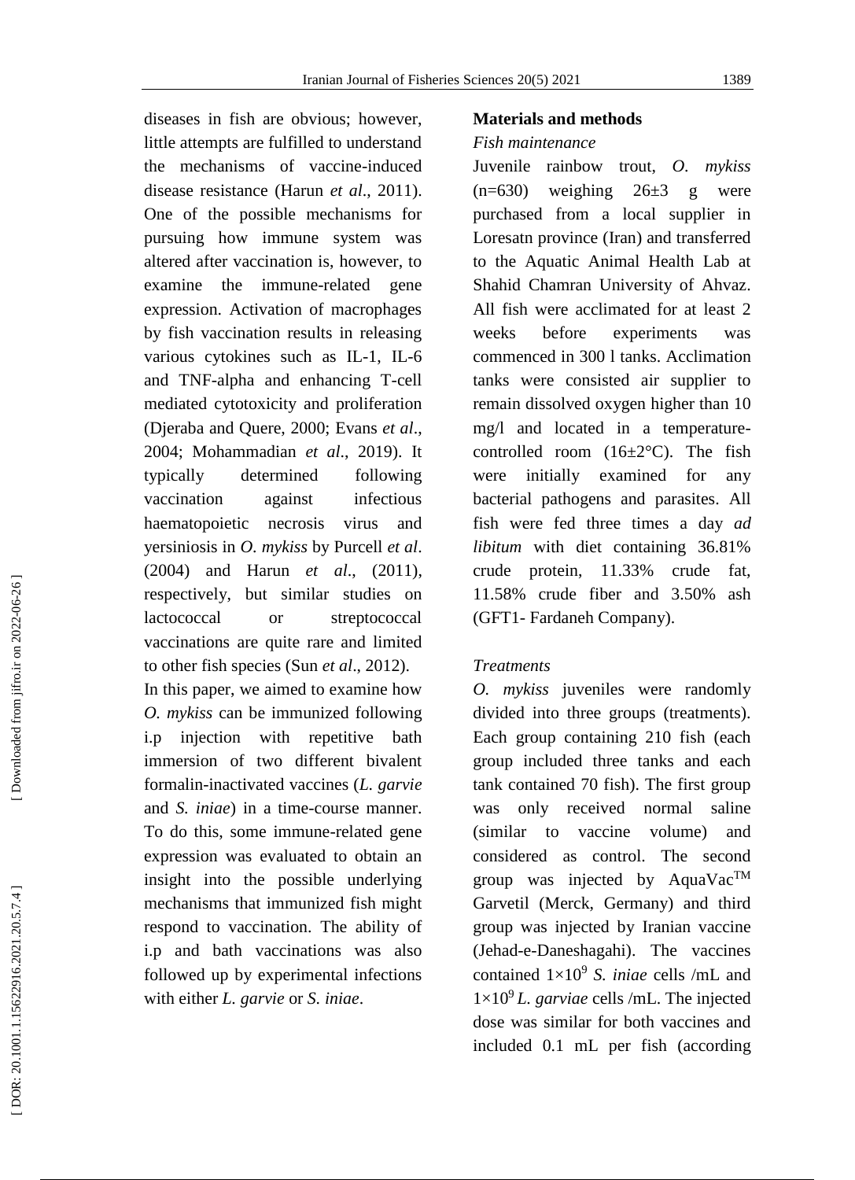diseases in fish are obvious; however, little attempts are fulfilled to understand the mechanisms of vaccine-induced disease resistance (Harun *et al*., 2011). One of the possible mechanisms for pursuing how immune system was altered after vaccination is, however, to examine the immune-related gene expression. Activation of macrophages by fish vaccination results in releasing various cytokines such as IL-1, IL-6 and TNF-alpha and enhancing T-cell mediated cytotoxicity and proliferation (Djeraba and Quere, 2000; Evans *et al*., 2004; Mohammadian *et al*., 2019). It typically determined following vaccination against infectious haematopoietic necrosis virus and yersiniosis in *O. mykiss* by Purcell *et al*. (2004) and Harun *et al*., (2011), respectively, but similar studies on lactococcal or streptococcal vaccinations are quite rare and limited to other fish species (Sun *et al*., 2012).

In this paper, we aimed to examine how *O. mykiss* can be immunized following i.p injection with repetitive bath immersion of two different bivalent formalin-inactivated vaccines (*L. garvie* and *S. iniae*) in a time-course manner. To do this, some immune-related gene expression was evaluated to obtain an insight into the possible underlying mechanisms that immunized fish might respond to vaccination. The ability of i.p and bath vaccinations was also followed up by experimental infections with either *L. garvie* or *S. iniae*.

## Materials and methods

### *Fish maintenance*

Juvenile rainbow trout, *O. mykiss* (n=630) weighing 26±3 g were purchased from a local supplier in Loresatn province (Iran) and transferred to the Aquatic Animal Health Lab at Shahid Chamran University of Ahvaz. All fish were acclimated for at least 2 weeks before experiments was commenced in 300 l tanks. Acclimation tanks were consisted air supplier to remain dissolved oxygen higher than 10 mg/l and located in a temperature-controlled room (16±2°C). The fish were initially examined for any bacterial pathogens and parasites. All fish were fed three times a day *ad libitum* with diet containing 36.81% crude protein, 11.33% crude fat, 11.58% crude fiber and 3.50% ash (GFT1- Fardaneh Company).

### *Treatments*

*O. mykiss* juveniles were randomly divided into three groups (treatments). Each group containing 210 fish (each group included three tanks and each tank contained 70 fish). The first group was only received normal saline (similar to vaccine volume) and considered as control. The second group was injected by AquaVac™ Garvetil (Merck, Germany) and third group was injected by Iranian vaccine (Jehad-e-Daneshagahi). The vaccines contained $1\times10^9$ *S. iniae* cells /mL and $1\times10^9$ *L. garviae* cells /mL. The injected dose was similar for both vaccines and included 0.1 mL per fish (according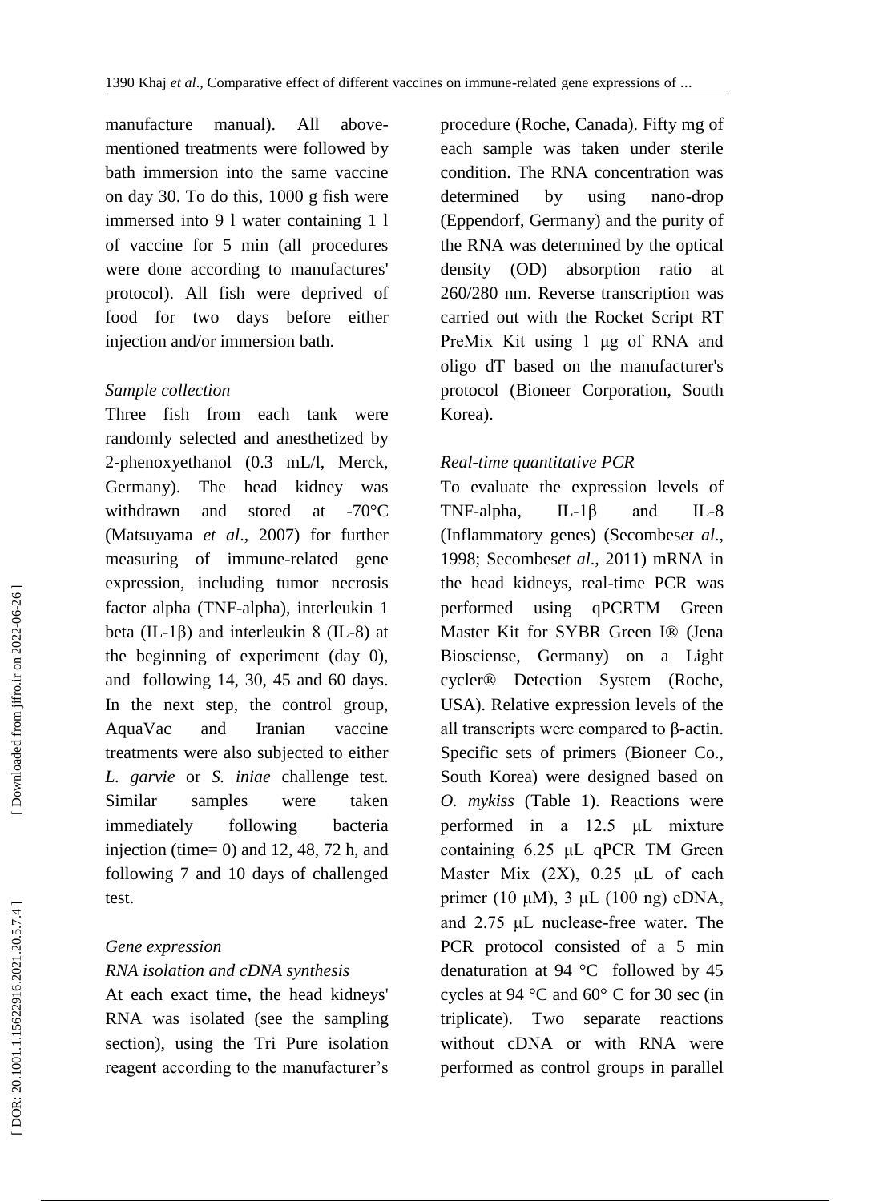manufacture manual). All above-mentioned treatments were followed by bath immersion into the same vaccine on day 30. To do this, 1000 g fish were immersed into 9 l water containing 1 l of vaccine for 5 min (all procedures were done according to manufactures' protocol). All fish were deprived of food for two days before either injection and/or immersion bath.

*Sample collection*

Three fish from each tank were randomly selected and anesthetized by 2-phenoxyethanol (0.3 mL/l, Merck, Germany). The head kidney was withdrawn and stored at -70°C (Matsuyama *et al*., 2007) for further measuring of immune-related gene expression, including tumor necrosis factor alpha (TNF-alpha), interleukin 1 beta (IL-1β) and interleukin 8 (IL-8) at the beginning of experiment (day 0), and following 14, 30, 45 and 60 days. In the next step, the control group, AquaVac and Iranian vaccine treatments were also subjected to either *L. garvie* or *S. iniae* challenge test. Similar samples were taken immediately following bacteria injection (time= 0) and 12, 48, 72 h, and following 7 and 10 days of challenged test.

*Gene expression*

*RNA isolation and cDNA synthesis*

At each exact time, the head kidneys' RNA was isolated (see the sampling section), using the Tri Pure isolation reagent according to the manufacturer's procedure (Roche, Canada). Fifty mg of each sample was taken under sterile condition. The RNA concentration was determined by using nano-drop (Eppendorf, Germany) and the purity of the RNA was determined by the optical density (OD) absorption ratio at 260/280 nm. Reverse transcription was carried out with the Rocket Script RT PreMix Kit using 1 μg of RNA and oligo dT based on the manufacturer's protocol (Bioneer Corporation, South Korea).

*Real-time quantitative PCR*

To evaluate the expression levels of TNF-alpha, IL-1β and IL-8 (Inflammatory genes) (Secombes*et al*., 1998; Secombes*et al*., 2011) mRNA in the head kidneys, real-time PCR was performed using qPCRTM Green Master Kit for SYBR Green I® (Jena Biosciense, Germany) on a Light cycler® Detection System (Roche, USA). Relative expression levels of the all transcripts were compared to β-actin. Specific sets of primers (Bioneer Co., South Korea) were designed based on *O. mykiss* (Table 1). Reactions were performed in a 12.5 μL mixture containing 6.25 μL qPCR TM Green Master Mix (2X), 0.25 μL of each primer (10 μM), 3 μL (100 ng) cDNA, and 2.75 μL nuclease-free water. The PCR protocol consisted of a 5 min denaturation at 94 °C followed by 45 cycles at 94 °C and 60° C for 30 sec (in triplicate). Two separate reactions without cDNA or with RNA were performed as control groups in parallel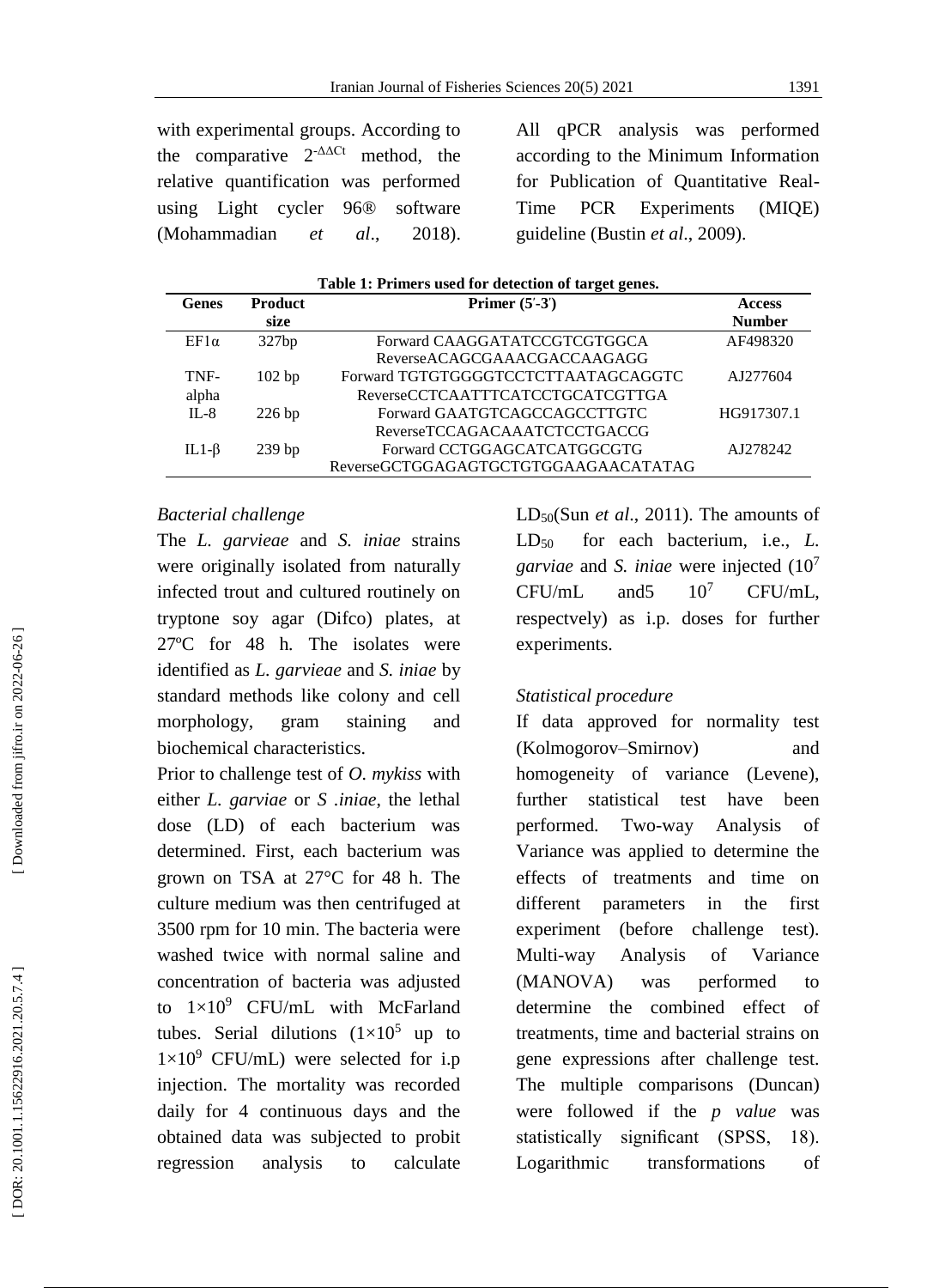with experimental groups. According to the comparative $2^{-\Delta\Delta Ct}$ method, the relative quantification was performed using Light cycler 96® software (Mohammadian *et al*., 2018). All qPCR analysis was performed according to the Minimum Information for Publication of Quantitative Real-Time PCR Experiments (MIQE) guideline (Bustin *et al*., 2009).

**Table 1: Primers used for detection of target genes.**

| Genes | Product size | Primer (5′-3′) | Access Number |
|---|---|---|---|
| EF1α | 327bp | Forward CAAGGATATCCGTCGTGGCA<br>ReverseACAGCGAAACGACCAAGAGG | AF498320 |
| TNF-alpha | 102 bp | Forward TGTGTGGGGTCCTCTTAATAGCAGGTC<br>ReverseCCTCAATTTCATCCTGCATCGTTGA | AJ277604 |
| IL-8 | 226 bp | Forward GAATGTCAGCCAGCCTTGTC<br>ReverseTCCAGACAAATCTCCTGACCG | HG917307.1 |
| IL1-β | 239 bp | Forward CCTGGAGCATCATGGCGTG<br>ReverseGCTGGAGAGTGCTGTGGAAGAACATATAG | AJ278242 |

*Bacterial challenge*

The *L. garvieae* and *S. iniae* strains were originally isolated from naturally infected trout and cultured routinely on tryptone soy agar (Difco) plates, at 27ºC for 48 h. The isolates were identified as *L. garvieae* and *S. iniae* by standard methods like colony and cell morphology, gram staining and biochemical characteristics.

Prior to challenge test of *O. mykiss* with either *L. garviae* or *S .iniae*, the lethal dose (LD) of each bacterium was determined. First, each bacterium was grown on TSA at 27°C for 48 h. The culture medium was then centrifuged at 3500 rpm for 10 min. The bacteria were washed twice with normal saline and concentration of bacteria was adjusted to $1\times10^9$ CFU/mL with McFarland tubes. Serial dilutions ($1\times10^5$ up to $1\times10^9$ CFU/mL) were selected for i.p injection. The mortality was recorded daily for 4 continuous days and the obtained data was subjected to probit regression analysis to calculate $LD_{50}$(Sun *et al*., 2011). The amounts of $LD_{50}$ for each bacterium, i.e., *L. garviae* and *S. iniae* were injected ($10^7$ CFU/mL and5 $10^7$ CFU/mL, respectvely) as i.p. doses for further experiments.

*Statistical procedure*

If data approved for normality test (Kolmogorov–Smirnov) and homogeneity of variance (Levene), further statistical test have been performed. Two-way Analysis of Variance was applied to determine the effects of treatments and time on different parameters in the first experiment (before challenge test). Multi-way Analysis of Variance (MANOVA) was performed to determine the combined effect of treatments, time and bacterial strains on gene expressions after challenge test. The multiple comparisons (Duncan) were followed if the *p value* was statistically significant (SPSS, 18). Logarithmic transformations of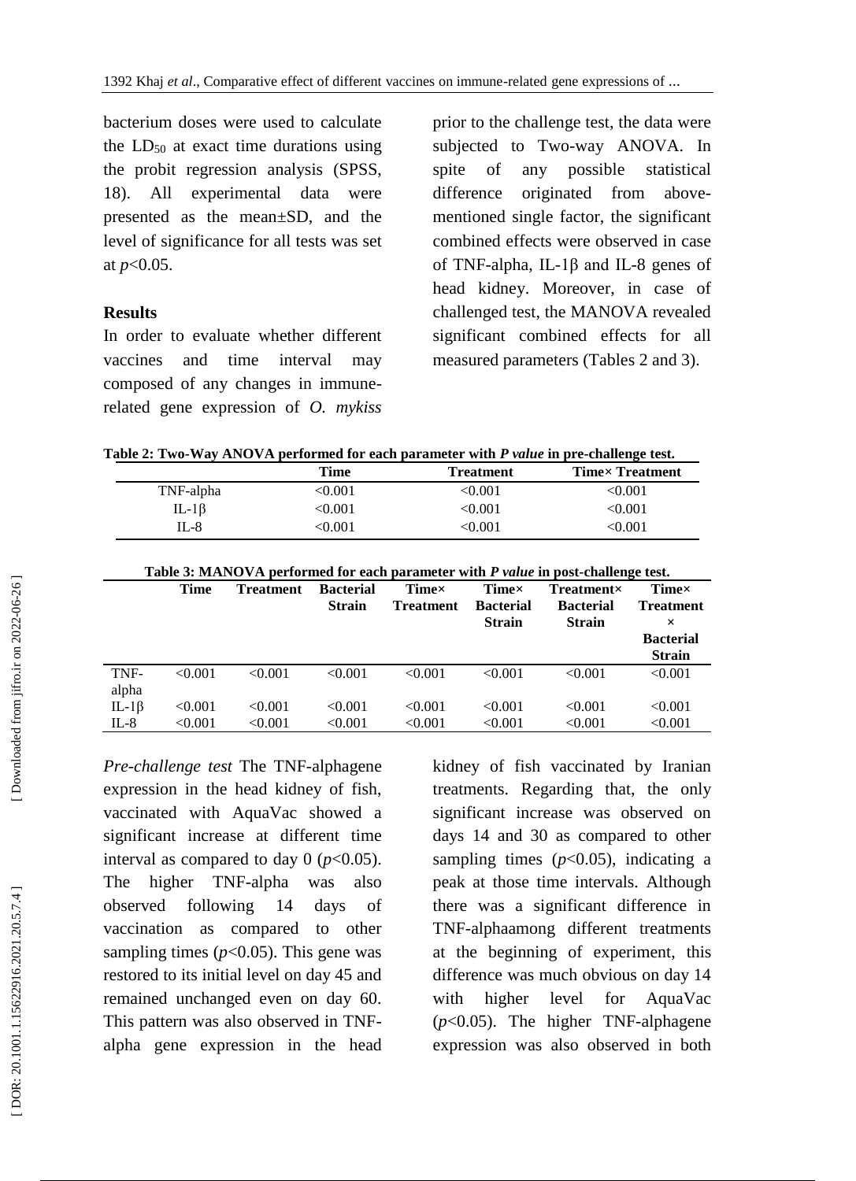bacterium doses were used to calculate the $LD_{50}$ at exact time durations using the probit regression analysis (SPSS, 18). All experimental data were presented as the mean±SD, and the level of significance for all tests was set at $p<0.05$.

## Results

In order to evaluate whether different vaccines and time interval may composed of any changes in immune-related gene expression of *O. mykiss* prior to the challenge test, the data were subjected to Two-way ANOVA. In spite of any possible statistical difference originated from above-mentioned single factor, the significant combined effects were observed in case of TNF-alpha, IL-1β and IL-8 genes of head kidney. Moreover, in case of challenged test, the MANOVA revealed significant combined effects for all measured parameters (Tables 2 and 3).

**Table 2: Two-Way ANOVA performed for each parameter with *P value* in pre-challenge test.**

| | Time | Treatment | Time× Treatment |
|---|---|---|---|
| TNF-alpha | <0.001 | <0.001 | <0.001 |
| IL-1β | <0.001 | <0.001 | <0.001 |
| IL-8 | <0.001 | <0.001 | <0.001 |

**Table 3: MANOVA performed for each parameter with *P value* in post-challenge test.**

| | Time | Treatment | Bacterial Strain | Time× Treatment | Time× Bacterial Strain | Treatment× Bacterial Strain | Time× Treatment × Bacterial Strain |
|---|---|---|---|---|---|---|---|
| TNF-alpha | <0.001 | <0.001 | <0.001 | <0.001 | <0.001 | <0.001 | <0.001 |
| IL-1β | <0.001 | <0.001 | <0.001 | <0.001 | <0.001 | <0.001 | <0.001 |
| IL-8 | <0.001 | <0.001 | <0.001 | <0.001 | <0.001 | <0.001 | <0.001 |

*Pre-challenge test* The TNF-alphagene expression in the head kidney of fish, vaccinated with AquaVac showed a significant increase at different time interval as compared to day 0 ($p<0.05$). The higher TNF-alpha was also observed following 14 days of vaccination as compared to other sampling times ($p<0.05$). This gene was restored to its initial level on day 45 and remained unchanged even on day 60. This pattern was also observed in TNF-alpha gene expression in the head kidney of fish vaccinated by Iranian treatments. Regarding that, the only significant increase was observed on days 14 and 30 as compared to other sampling times ($p<0.05$), indicating a peak at those time intervals. Although there was a significant difference in TNF-alphaamong different treatments at the beginning of experiment, this difference was much obvious on day 14 with higher level for AquaVac ($p<0.05$). The higher TNF-alphagene expression was also observed in both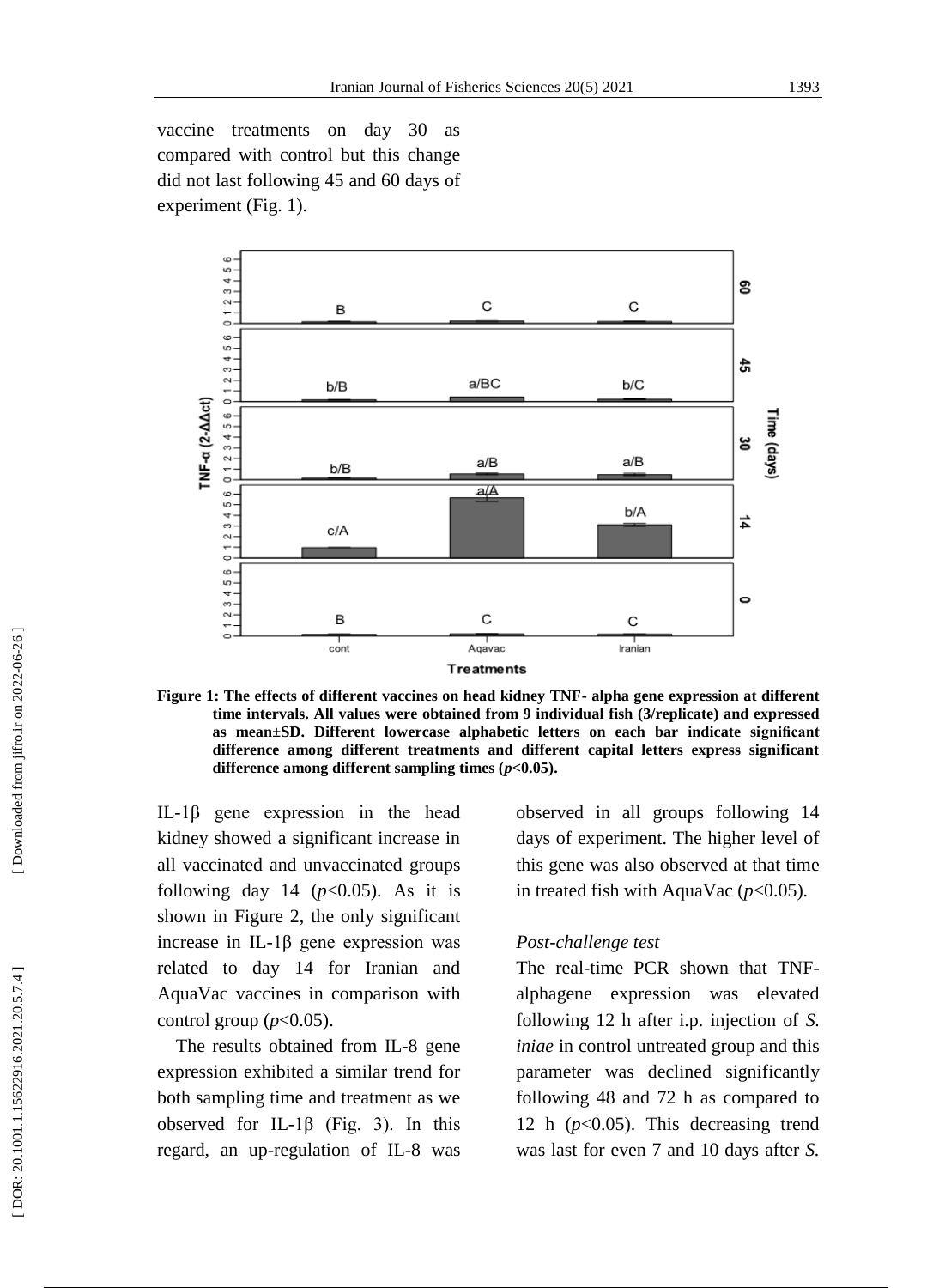vaccine treatments on day 30 as compared with control but this change did not last following 45 and 60 days of experiment (Fig. 1).

**Figure 1: The effects of different vaccines on head kidney TNF- alpha gene expression at different time intervals. All values were obtained from 9 individual fish (3/replicate) and expressed as mean±SD. Different lowercase alphabetic letters on each bar indicate significant difference among different treatments and different capital letters express significant difference among different sampling times ($p$<0.05).**

IL-1β gene expression in the head kidney showed a significant increase in all vaccinated and unvaccinated groups following day 14 ($p$<0.05). As it is shown in Figure 2, the only significant increase in IL-1β gene expression was related to day 14 for Iranian and AquaVac vaccines in comparison with control group ($p$<0.05).

The results obtained from IL-8 gene expression exhibited a similar trend for both sampling time and treatment as we observed for IL-1β (Fig. 3). In this regard, an up-regulation of IL-8 was observed in all groups following 14 days of experiment. The higher level of this gene was also observed at that time in treated fish with AquaVac ($p$<0.05).

*Post-challenge test*

The real-time PCR shown that TNF-alphagene expression was elevated following 12 h after i.p. injection of *S. iniae* in control untreated group and this parameter was declined significantly following 48 and 72 h as compared to 12 h ($p$<0.05). This decreasing trend was last for even 7 and 10 days after *S.*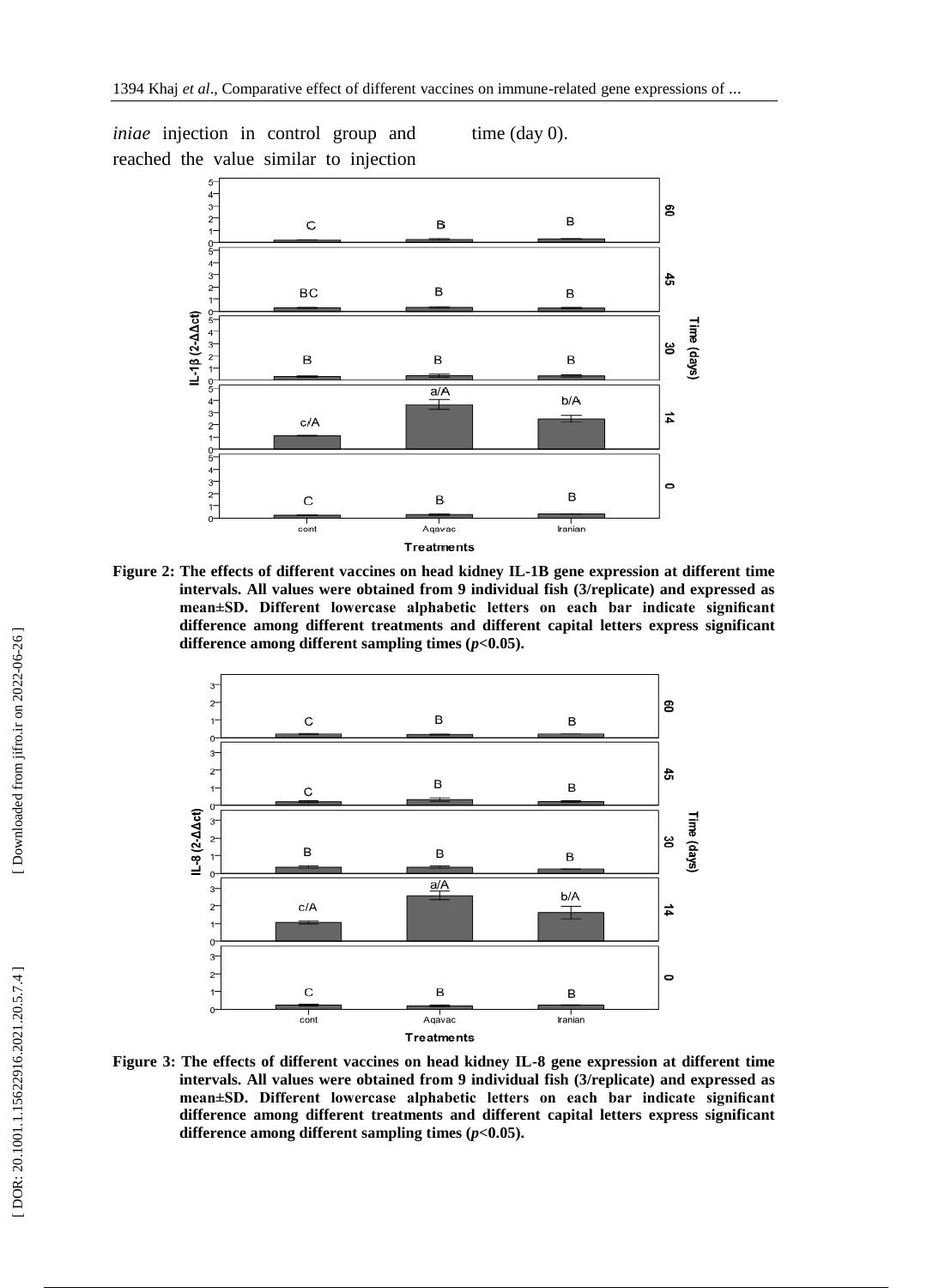*iniae* injection in control group and reached the value similar to injection time (day 0).

**Figure 2: The effects of different vaccines on head kidney IL-1B gene expression at different time intervals. All values were obtained from 9 individual fish (3/replicate) and expressed as mean±SD. Different lowercase alphabetic letters on each bar indicate significant difference among different treatments and different capital letters express significant difference among different sampling times ($p$<0.05).**

**Figure 3: The effects of different vaccines on head kidney IL-8 gene expression at different time intervals. All values were obtained from 9 individual fish (3/replicate) and expressed as mean±SD. Different lowercase alphabetic letters on each bar indicate significant difference among different treatments and different capital letters express significant difference among different sampling times ($p$<0.05).**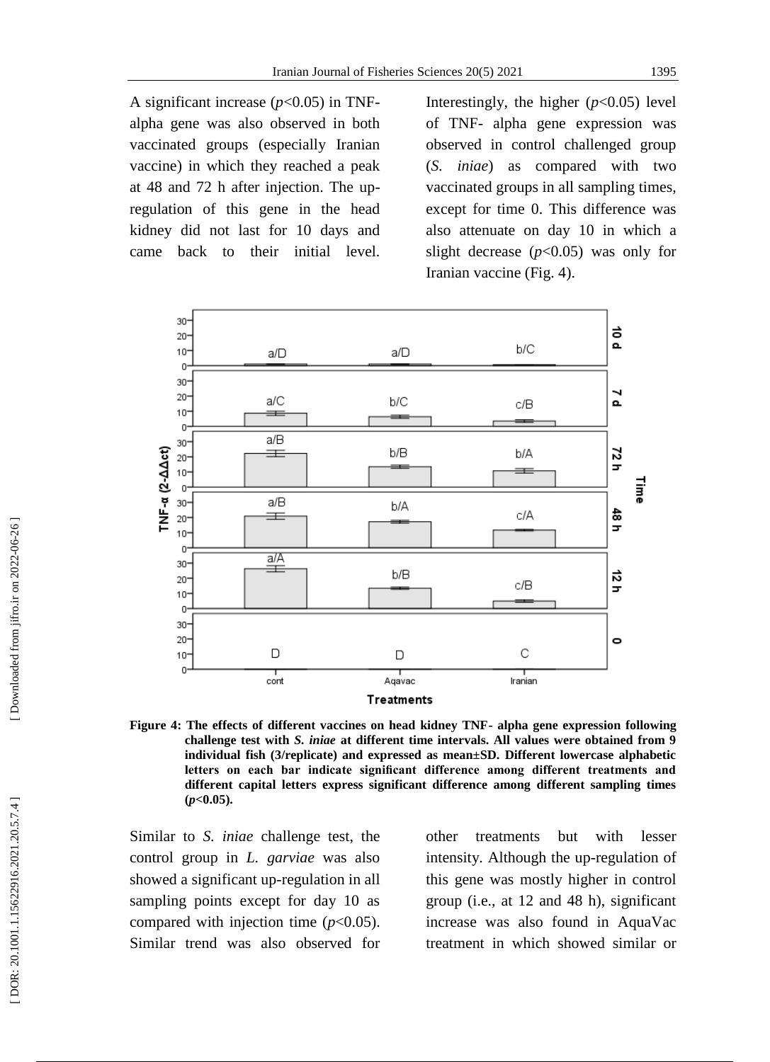A significant increase ($p<0.05$) in TNF-alpha gene was also observed in both vaccinated groups (especially Iranian vaccine) in which they reached a peak at 48 and 72 h after injection. The up-regulation of this gene in the head kidney did not last for 10 days and came back to their initial level. Interestingly, the higher ($p<0.05$) level of TNF- alpha gene expression was observed in control challenged group (*S. iniae*) as compared with two vaccinated groups in all sampling times, except for time 0. This difference was also attenuate on day 10 in which a slight decrease ($p<0.05$) was only for Iranian vaccine (Fig. 4).

**Figure 4: The effects of different vaccines on head kidney TNF- alpha gene expression following challenge test with *S. iniae* at different time intervals. All values were obtained from 9 individual fish (3/replicate) and expressed as mean±SD. Different lowercase alphabetic letters on each bar indicate significant difference among different treatments and different capital letters express significant difference among different sampling times ($p<0.05$).**

Similar to *S. iniae* challenge test, the control group in *L. garviae* was also showed a significant up-regulation in all sampling points except for day 10 as compared with injection time ($p<0.05$). Similar trend was also observed for other treatments but with lesser intensity. Although the up-regulation of this gene was mostly higher in control group (i.e., at 12 and 48 h), significant increase was also found in AquaVac treatment in which showed similar or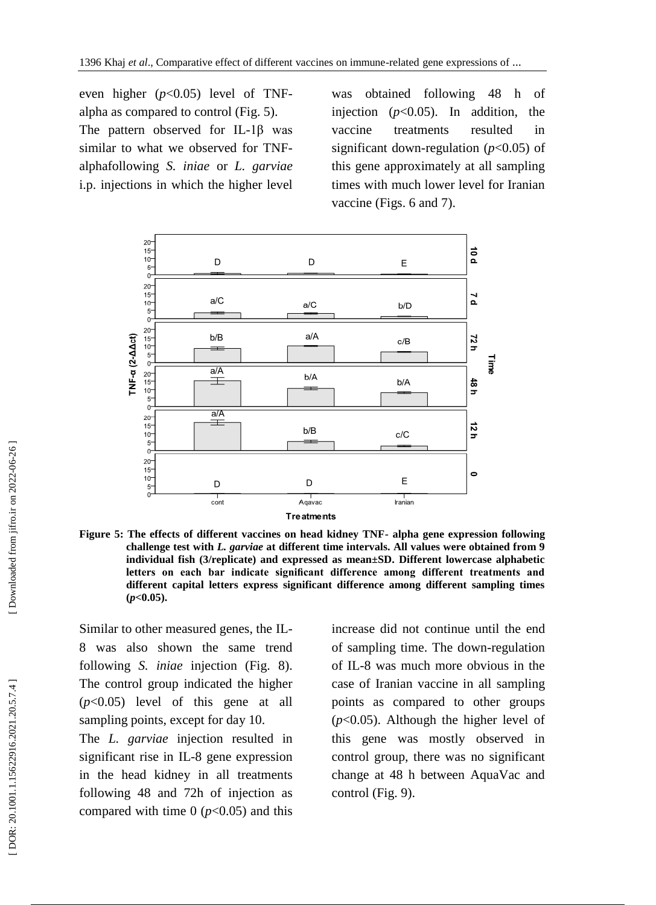even higher ($p<0.05$) level of TNF-alpha as compared to control (Fig. 5).

The pattern observed for IL-1β was similar to what we observed for TNF-alphafollowing *S. iniae* or *L. garviae* i.p. injections in which the higher level was obtained following 48 h of injection ($p<0.05$). In addition, the vaccine treatments resulted in significant down-regulation ($p<0.05$) of this gene approximately at all sampling times with much lower level for Iranian vaccine (Figs. 6 and 7).

**Figure 5: The effects of different vaccines on head kidney TNF- alpha gene expression following challenge test with *L. garviae* at different time intervals. All values were obtained from 9 individual fish (3/replicate) and expressed as mean±SD. Different lowercase alphabetic letters on each bar indicate significant difference among different treatments and different capital letters express significant difference among different sampling times ($p<0.05$).**

Similar to other measured genes, the IL-8 was also shown the same trend following *S. iniae* injection (Fig. 8). The control group indicated the higher ($p<0.05$) level of this gene at all sampling points, except for day 10.

The *L. garviae* injection resulted in significant rise in IL-8 gene expression in the head kidney in all treatments following 48 and 72h of injection as compared with time 0 ($p<0.05$) and this increase did not continue until the end of sampling time. The down-regulation of IL-8 was much more obvious in the case of Iranian vaccine in all sampling points as compared to other groups ($p<0.05$). Although the higher level of this gene was mostly observed in control group, there was no significant change at 48 h between AquaVac and control (Fig. 9).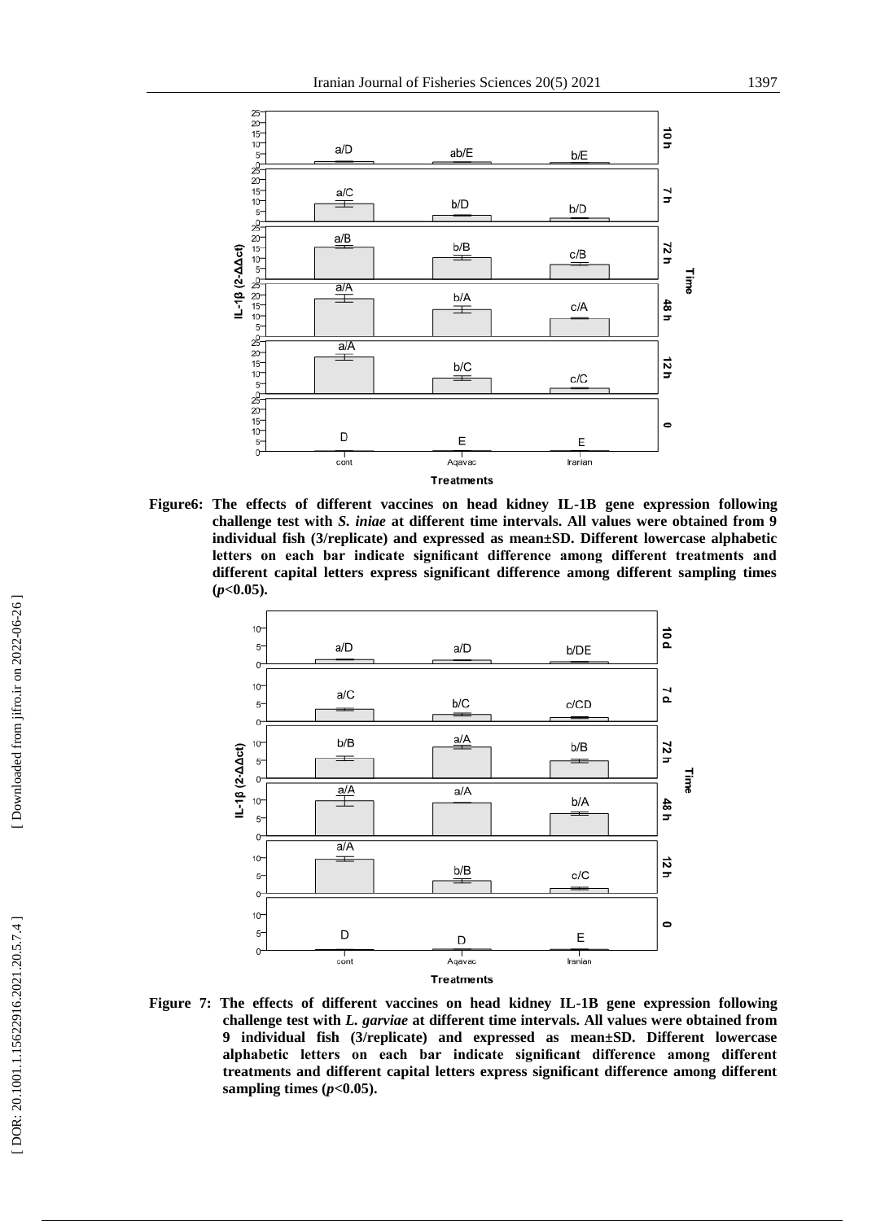**Figure6: The effects of different vaccines on head kidney IL-1B gene expression following challenge test with *S. iniae* at different time intervals. All values were obtained from 9 individual fish (3/replicate) and expressed as mean±SD. Different lowercase alphabetic letters on each bar indicate significant difference among different treatments and different capital letters express significant difference among different sampling times ($p$<0.05).**

**Figure 7: The effects of different vaccines on head kidney IL-1B gene expression following challenge test with *L. garviae* at different time intervals. All values were obtained from 9 individual fish (3/replicate) and expressed as mean±SD. Different lowercase alphabetic letters on each bar indicate significant difference among different treatments and different capital letters express significant difference among different sampling times ($p$<0.05).**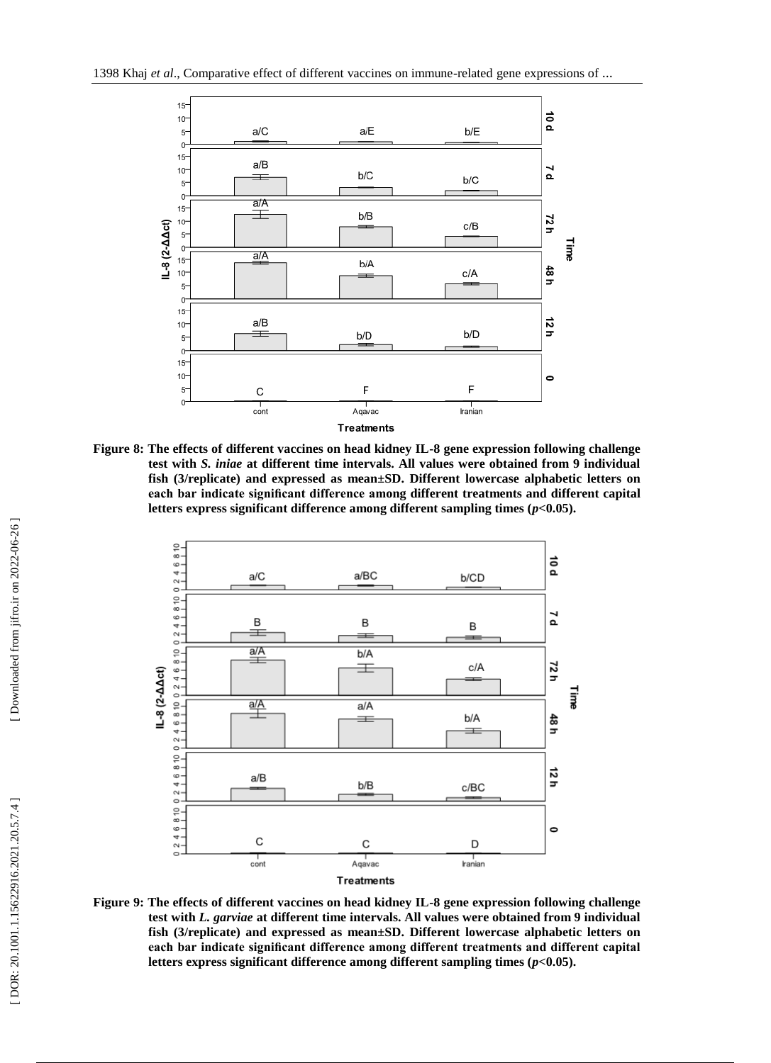**Figure 8: The effects of different vaccines on head kidney IL-8 gene expression following challenge test with *S. iniae* at different time intervals. All values were obtained from 9 individual fish (3/replicate) and expressed as mean±SD. Different lowercase alphabetic letters on each bar indicate significant difference among different treatments and different capital letters express significant difference among different sampling times ($p$<0.05).**

**Figure 9: The effects of different vaccines on head kidney IL-8 gene expression following challenge test with *L. garviae* at different time intervals. All values were obtained from 9 individual fish (3/replicate) and expressed as mean±SD. Different lowercase alphabetic letters on each bar indicate significant difference among different treatments and different capital letters express significant difference among different sampling times ($p$<0.05).**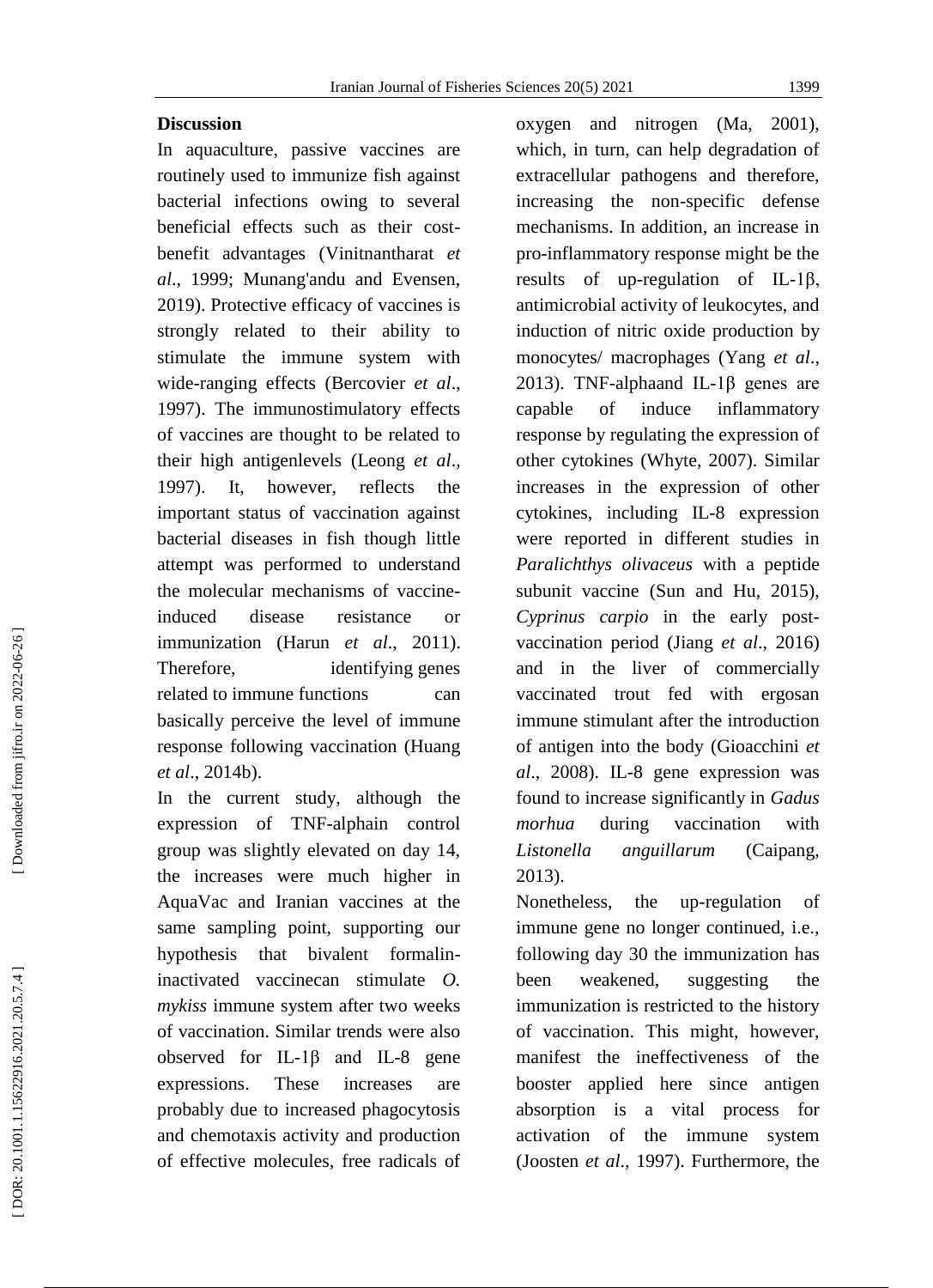## Discussion

In aquaculture, passive vaccines are routinely used to immunize fish against bacterial infections owing to several beneficial effects such as their cost-benefit advantages (Vinitnantharat *et al*., 1999; Munang'andu and Evensen, 2019). Protective efficacy of vaccines is strongly related to their ability to stimulate the immune system with wide-ranging effects (Bercovier *et al*., 1997). The immunostimulatory effects of vaccines are thought to be related to their high antigenlevels (Leong *et al*., 1997). It, however, reflects the important status of vaccination against bacterial diseases in fish though little attempt was performed to understand the molecular mechanisms of vaccine-induced disease resistance or immunization (Harun *et al*., 2011). Therefore, identifying genes related to immune functions can basically perceive the level of immune response following vaccination (Huang *et al*., 2014b).

In the current study, although the expression of TNF-alphain control group was slightly elevated on day 14, the increases were much higher in AquaVac and Iranian vaccines at the same sampling point, supporting our hypothesis that bivalent formalin-inactivated vaccinecan stimulate *O. mykiss* immune system after two weeks of vaccination. Similar trends were also observed for IL-1β and IL-8 gene expressions. These increases are probably due to increased phagocytosis and chemotaxis activity and production of effective molecules, free radicals of oxygen and nitrogen (Ma, 2001), which, in turn, can help degradation of extracellular pathogens and therefore, increasing the non-specific defense mechanisms. In addition, an increase in pro-inflammatory response might be the results of up-regulation of IL-1β, antimicrobial activity of leukocytes, and induction of nitric oxide production by monocytes/ macrophages (Yang *et al*., 2013). TNF-alphaand IL-1β genes are capable of induce inflammatory response by regulating the expression of other cytokines (Whyte, 2007). Similar increases in the expression of other cytokines, including IL-8 expression were reported in different studies in *Paralichthys olivaceus* with a peptide subunit vaccine (Sun and Hu, 2015), *Cyprinus carpio* in the early post-vaccination period (Jiang *et al*., 2016) and in the liver of commercially vaccinated trout fed with ergosan immune stimulant after the introduction of antigen into the body (Gioacchini *et al*., 2008). IL-8 gene expression was found to increase significantly in *Gadus morhua* during vaccination with *Listonella anguillarum* (Caipang, 2013).

Nonetheless, the up-regulation of immune gene no longer continued, i.e., following day 30 the immunization has been weakened, suggesting the immunization is restricted to the history of vaccination. This might, however, manifest the ineffectiveness of the booster applied here since antigen absorption is a vital process for activation of the immune system (Joosten *et al*., 1997). Furthermore, the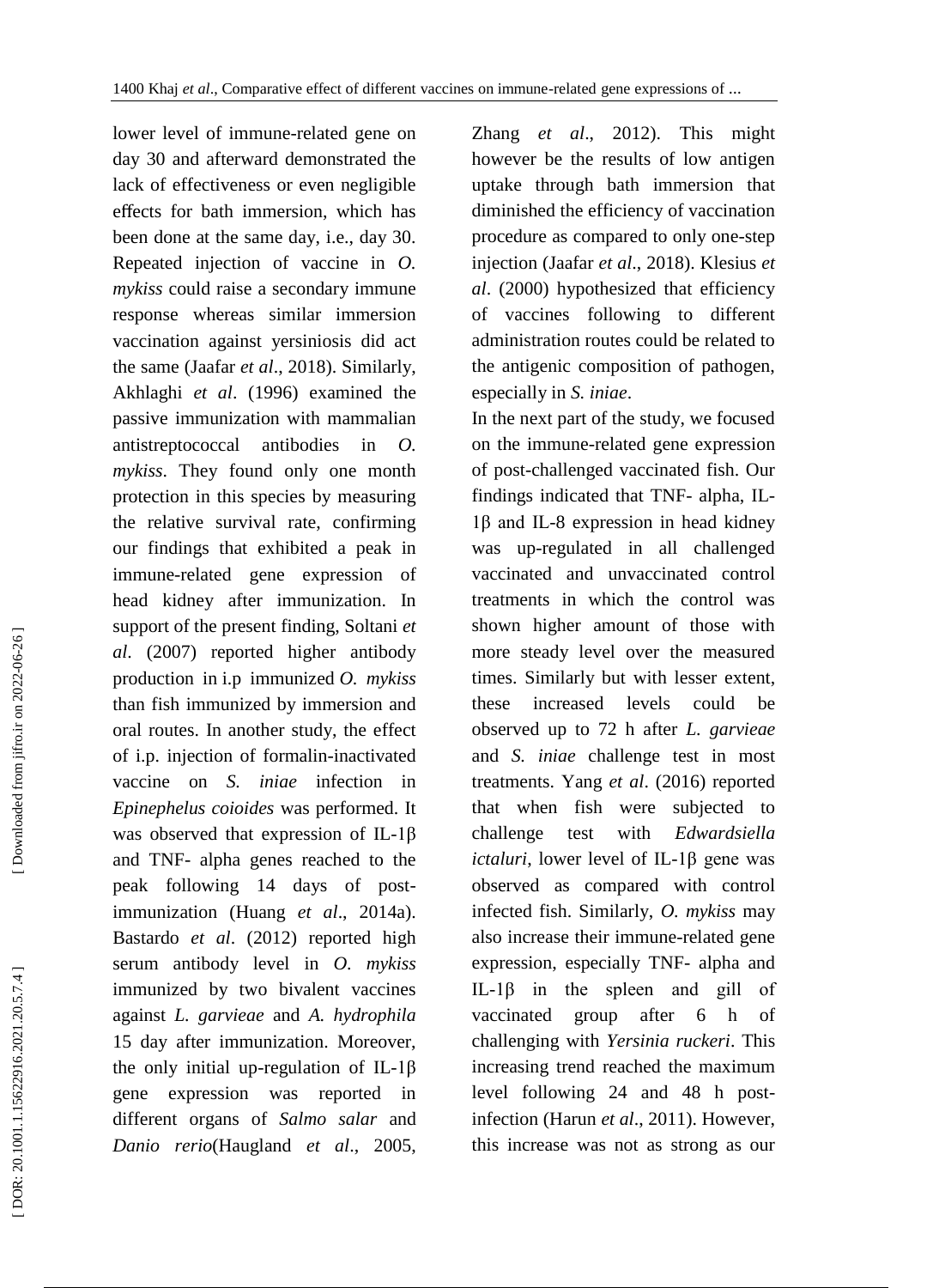lower level of immune-related gene on day 30 and afterward demonstrated the lack of effectiveness or even negligible effects for bath immersion, which has been done at the same day, i.e., day 30. Repeated injection of vaccine in *O. mykiss* could raise a secondary immune response whereas similar immersion vaccination against yersiniosis did act the same (Jaafar *et al*., 2018). Similarly, Akhlaghi *et al*. (1996) examined the passive immunization with mammalian antistreptococcal antibodies in *O. mykiss*. They found only one month protection in this species by measuring the relative survival rate, confirming our findings that exhibited a peak in immune-related gene expression of head kidney after immunization. In support of the present finding, Soltani *et al*. (2007) reported higher antibody production in i.p immunized *O. mykiss* than fish immunized by immersion and oral routes. In another study, the effect of i.p. injection of formalin-inactivated vaccine on *S. iniae* infection in *Epinephelus coioides* was performed. It was observed that expression of IL-1β and TNF- alpha genes reached to the peak following 14 days of post-immunization (Huang *et al*., 2014a). Bastardo *et al*. (2012) reported high serum antibody level in *O. mykiss* immunized by two bivalent vaccines against *L. garvieae* and *A. hydrophila* 15 day after immunization. Moreover, the only initial up-regulation of IL-1β gene expression was reported in different organs of *Salmo salar* and *Danio rerio*(Haugland *et al*., 2005, Zhang *et al*., 2012). This might however be the results of low antigen uptake through bath immersion that diminished the efficiency of vaccination procedure as compared to only one-step injection (Jaafar *et al*., 2018). Klesius *et al*. (2000) hypothesized that efficiency of vaccines following to different administration routes could be related to the antigenic composition of pathogen, especially in *S. iniae*.

In the next part of the study, we focused on the immune-related gene expression of post-challenged vaccinated fish. Our findings indicated that TNF- alpha, IL-1β and IL-8 expression in head kidney was up-regulated in all challenged vaccinated and unvaccinated control treatments in which the control was shown higher amount of those with more steady level over the measured times. Similarly but with lesser extent, these increased levels could be observed up to 72 h after *L. garvieae* and *S. iniae* challenge test in most treatments. Yang *et al*. (2016) reported that when fish were subjected to challenge test with *Edwardsiella ictaluri*, lower level of IL-1β gene was observed as compared with control infected fish. Similarly, *O. mykiss* may also increase their immune-related gene expression, especially TNF- alpha and IL-1β in the spleen and gill of vaccinated group after 6 h of challenging with *Yersinia ruckeri*. This increasing trend reached the maximum level following 24 and 48 h post-infection (Harun *et al*., 2011). However, this increase was not as strong as our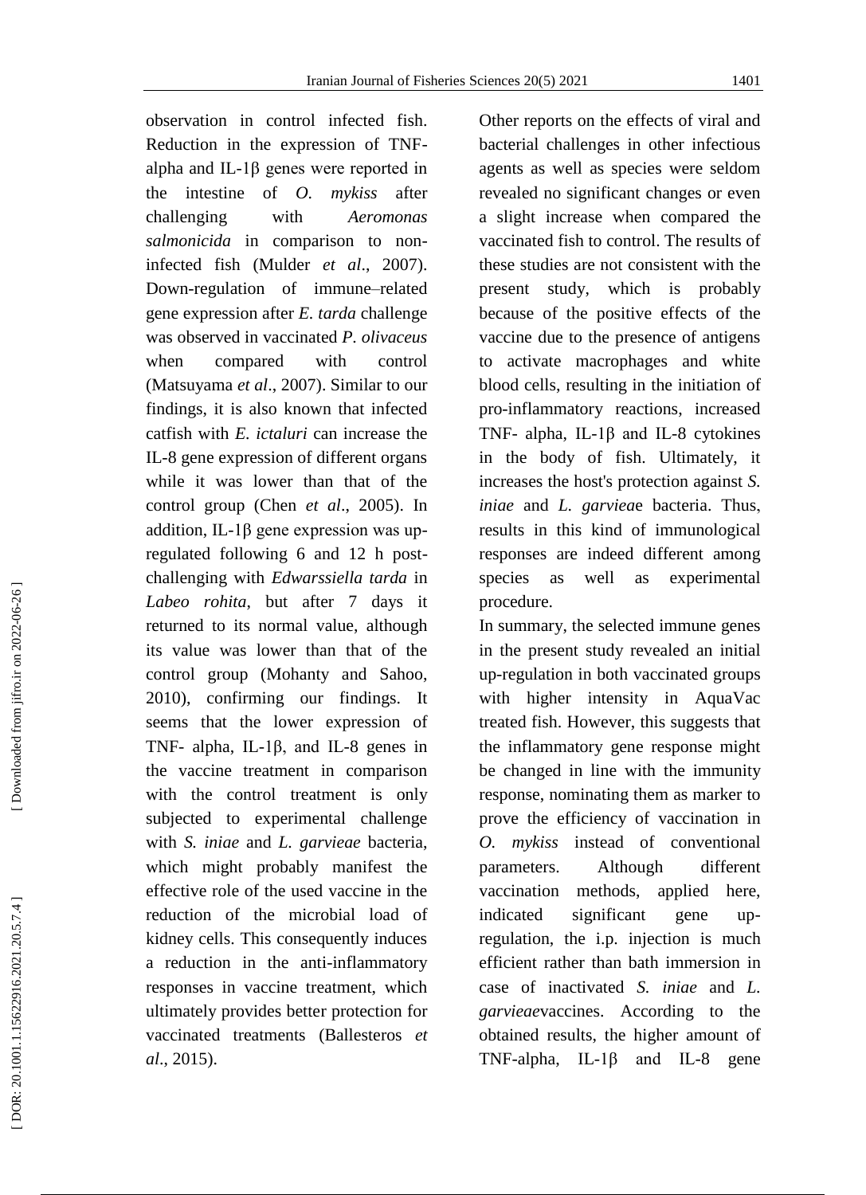observation in control infected fish. Reduction in the expression of TNF-alpha and IL-1β genes were reported in the intestine of *O. mykiss* after challenging with *Aeromonas salmonicida* in comparison to non-infected fish (Mulder *et al*., 2007). Down-regulation of immune–related gene expression after *E. tarda* challenge was observed in vaccinated *P. olivaceus* when compared with control (Matsuyama *et al*., 2007). Similar to our findings, it is also known that infected catfish with *E. ictaluri* can increase the IL-8 gene expression of different organs while it was lower than that of the control group (Chen *et al*., 2005). In addition, IL-1β gene expression was up-regulated following 6 and 12 h post-challenging with *Edwarssiella tarda* in *Labeo rohita*, but after 7 days it returned to its normal value, although its value was lower than that of the control group (Mohanty and Sahoo, 2010), confirming our findings. It seems that the lower expression of TNF- alpha, IL-1β, and IL-8 genes in the vaccine treatment in comparison with the control treatment is only subjected to experimental challenge with *S. iniae* and *L. garvieae* bacteria, which might probably manifest the effective role of the used vaccine in the reduction of the microbial load of kidney cells. This consequently induces a reduction in the anti-inflammatory responses in vaccine treatment, which ultimately provides better protection for vaccinated treatments (Ballesteros *et al*., 2015).

Other reports on the effects of viral and bacterial challenges in other infectious agents as well as species were seldom revealed no significant changes or even a slight increase when compared the vaccinated fish to control. The results of these studies are not consistent with the present study, which is probably because of the positive effects of the vaccine due to the presence of antigens to activate macrophages and white blood cells, resulting in the initiation of pro-inflammatory reactions, increased TNF- alpha, IL-1β and IL-8 cytokines in the body of fish. Ultimately, it increases the host's protection against *S. iniae* and *L. garvieae* bacteria. Thus, results in this kind of immunological responses are indeed different among species as well as experimental procedure.

In summary, the selected immune genes in the present study revealed an initial up-regulation in both vaccinated groups with higher intensity in AquaVac treated fish. However, this suggests that the inflammatory gene response might be changed in line with the immunity response, nominating them as marker to prove the efficiency of vaccination in *O. mykiss* instead of conventional parameters. Although different vaccination methods, applied here, indicated significant gene up-regulation, the i.p. injection is much efficient rather than bath immersion in case of inactivated *S. iniae* and *L. garvieae*vaccines. According to the obtained results, the higher amount of TNF-alpha, IL-1β and IL-8 gene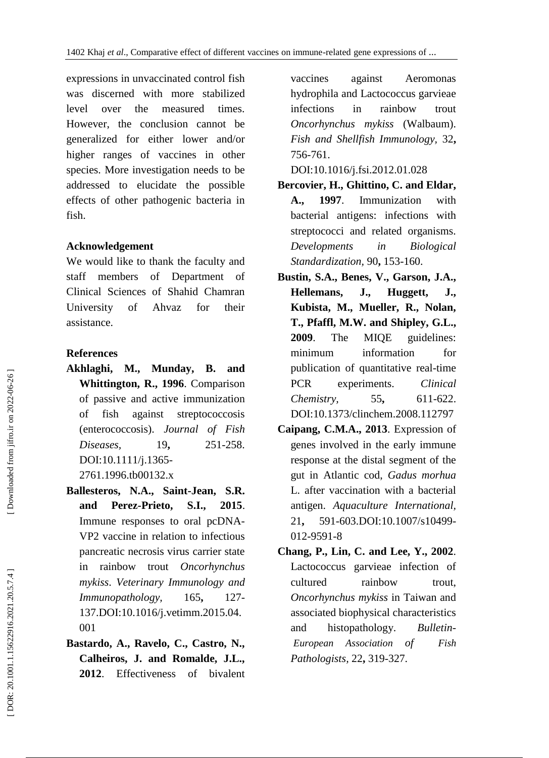expressions in unvaccinated control fish was discerned with more stabilized level over the measured times. However, the conclusion cannot be generalized for either lower and/or higher ranges of vaccines in other species. More investigation needs to be addressed to elucidate the possible effects of other pathogenic bacteria in fish.

## Acknowledgement

We would like to thank the faculty and staff members of Department of Clinical Sciences of Shahid Chamran University of Ahvaz for their assistance.

## References

**Akhlaghi, M., Munday, B. and Whittington, R., 1996**. Comparison of passive and active immunization of fish against streptococcosis (enterococcosis). *Journal of Fish Diseases,* 19**,** 251-258. DOI:10.1111/j.1365-2761.1996.tb00132.x

**Ballesteros, N.A., Saint-Jean, S.R. and Perez-Prieto, S.I., 2015**. Immune responses to oral pcDNA-VP2 vaccine in relation to infectious pancreatic necrosis virus carrier state in rainbow trout *Oncorhynchus mykiss*. *Veterinary Immunology and Immunopathology,* 165**,** 127-137.DOI:10.1016/j.vetimm.2015.04.001

**Bastardo, A., Ravelo, C., Castro, N., Calheiros, J. and Romalde, J.L., 2012**. Effectiveness of bivalent vaccines against Aeromonas hydrophila and Lactococcus garvieae infections in rainbow trout *Oncorhynchus mykiss* (Walbaum). *Fish and Shellfish Immunology,* 32**,** 756-761. DOI:10.1016/j.fsi.2012.01.028

**Bercovier, H., Ghittino, C. and Eldar, A., 1997**. Immunization with bacterial antigens: infections with streptococci and related organisms. *Developments in Biological Standardization,* 90**,** 153-160.

**Bustin, S.A., Benes, V., Garson, J.A., Hellemans, J., Huggett, J., Kubista, M., Mueller, R., Nolan, T., Pfaffl, M.W. and Shipley, G.L., 2009**. The MIQE guidelines: minimum information for publication of quantitative real-time PCR experiments. *Clinical Chemistry,* 55**,** 611-622. DOI:10.1373/clinchem.2008.112797

**Caipang, C.M.A., 2013**. Expression of genes involved in the early immune response at the distal segment of the gut in Atlantic cod, *Gadus morhua* L. after vaccination with a bacterial antigen. *Aquaculture International,* 21**,** 591-603.DOI:10.1007/s10499-012-9591-8

**Chang, P., Lin, C. and Lee, Y., 2002**. Lactococcus garvieae infection of cultured rainbow trout, *Oncorhynchus mykiss* in Taiwan and associated biophysical characteristics and histopathology. *Bulletin-European Association of Fish Pathologists,* 22**,** 319-327.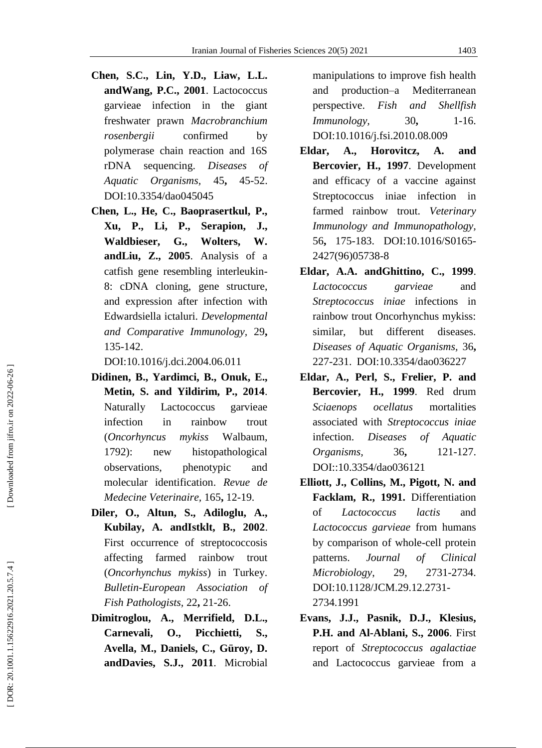**Chen, S.C., Lin, Y.D., Liaw, L.L. andWang, P.C., 2001**. Lactococcus garvieae infection in the giant freshwater prawn *Macrobranchium rosenbergii* confirmed by polymerase chain reaction and 16S rDNA sequencing. *Diseases of Aquatic Organisms,* 45**,** 45-52. DOI:10.3354/dao045045

**Chen, L., He, C., Baoprasertkul, P., Xu, P., Li, P., Serapion, J., Waldbieser, G., Wolters, W. andLiu, Z., 2005**. Analysis of a catfish gene resembling interleukin-8: cDNA cloning, gene structure, and expression after infection with Edwardsiella ictaluri. *Developmental and Comparative Immunology,* 29**,** 135-142. DOI:10.1016/j.dci.2004.06.011

**Didinen, B., Yardimci, B., Onuk, E., Metin, S. and Yildirim, P., 2014**. Naturally Lactococcus garvieae infection in rainbow trout (*Oncorhyncus mykiss* Walbaum, 1792): new histopathological observations, phenotypic and molecular identification. *Revue de Medecine Veterinaire,* 165**,** 12-19.

**Diler, O., Altun, S., Adiloglu, A., Kubilay, A. andIstklt, B., 2002**. First occurrence of streptococcosis affecting farmed rainbow trout (*Oncorhynchus mykiss*) in Turkey. *Bulletin-European Association of Fish Pathologists,* 22**,** 21-26.

**Dimitroglou, A., Merrifield, D.L., Carnevali, O., Picchietti, S., Avella, M., Daniels, C., Güroy, D. andDavies, S.J., 2011**. Microbial manipulations to improve fish health and production–a Mediterranean perspective. *Fish and Shellfish Immunology,* 30**,** 1-16. DOI:10.1016/j.fsi.2010.08.009

**Eldar, A., Horovitcz, A. and Bercovier, H., 1997**. Development and efficacy of a vaccine against Streptococcus iniae infection in farmed rainbow trout. *Veterinary Immunology and Immunopathology,* 56**,** 175-183. DOI:10.1016/S0165-2427(96)05738-8

**Eldar, A.A. andGhittino, C., 1999**. *Lactococcus garvieae* and *Streptococcus iniae* infections in rainbow trout Oncorhynchus mykiss: similar, but different diseases. *Diseases of Aquatic Organisms,* 36**,** 227-231. DOI:10.3354/dao036227

**Eldar, A., Perl, S., Frelier, P. and Bercovier, H., 1999**. Red drum *Sciaenops ocellatus* mortalities associated with *Streptococcus iniae* infection. *Diseases of Aquatic Organisms,* 36**,** 121-127. DOI::10.3354/dao036121

**Elliott, J., Collins, M., Pigott, N. and Facklam, R., 1991.** Differentiation of *Lactococcus lactis* and *Lactococcus garvieae* from humans by comparison of whole-cell protein patterns. *Journal of Clinical Microbiology*, 29, 2731-2734. DOI:10.1128/JCM.29.12.2731-2734.1991

**Evans, J.J., Pasnik, D.J., Klesius, P.H. and Al-Ablani, S., 2006**. First report of *Streptococcus agalactiae* and Lactococcus garvieae from a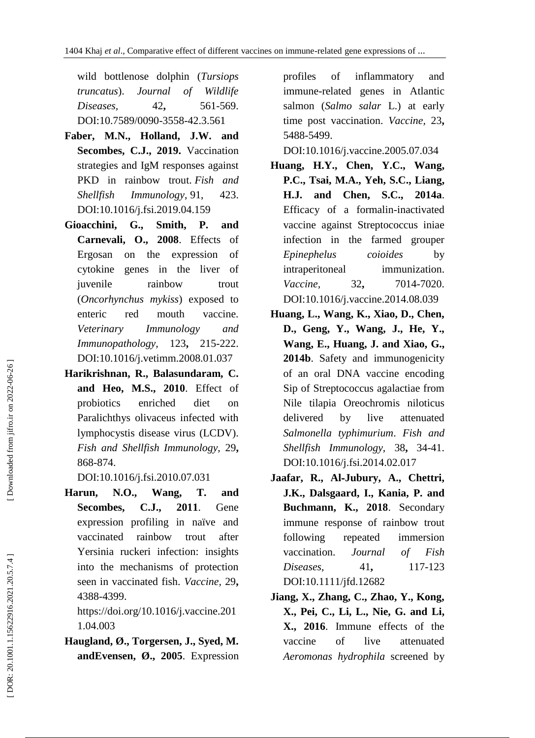wild bottlenose dolphin (*Tursiops truncatus*). *Journal of Wildlife Diseases,* 42**,** 561-569. DOI:10.7589/0090-3558-42.3.561

**Faber, M.N., Holland, J.W. and Secombes, C.J., 2019.** Vaccination strategies and IgM responses against PKD in rainbow trout. *Fish and Shellfish Immunology*, 91, 423. DOI:10.1016/j.fsi.2019.04.159

**Gioacchini, G., Smith, P. and Carnevali, O., 2008**. Effects of Ergosan on the expression of cytokine genes in the liver of juvenile rainbow trout (*Oncorhynchus mykiss*) exposed to enteric red mouth vaccine. *Veterinary Immunology and Immunopathology,* 123**,** 215-222. DOI:10.1016/j.vetimm.2008.01.037

**Harikrishnan, R., Balasundaram, C. and Heo, M.S., 2010**. Effect of probiotics enriched diet on Paralichthys olivaceus infected with lymphocystis disease virus (LCDV). *Fish and Shellfish Immunology,* 29**,** 868-874. DOI:10.1016/j.fsi.2010.07.031

**Harun, N.O., Wang, T. and Secombes, C.J., 2011**. Gene expression profiling in naïve and vaccinated rainbow trout after Yersinia ruckeri infection: insights into the mechanisms of protection seen in vaccinated fish. *Vaccine,* 29**,** 4388-4399. https://doi.org/10.1016/j.vaccine.2011.04.003

**Haugland, Ø., Torgersen, J., Syed, M. andEvensen, Ø., 2005**. Expression profiles of inflammatory and immune-related genes in Atlantic salmon (*Salmo salar* L.) at early time post vaccination. *Vaccine,* 23**,** 5488-5499. DOI:10.1016/j.vaccine.2005.07.034

**Huang, H.Y., Chen, Y.C., Wang, P.C., Tsai, M.A., Yeh, S.C., Liang, H.J. and Chen, S.C., 2014a**. Efficacy of a formalin-inactivated vaccine against Streptococcus iniae infection in the farmed grouper *Epinephelus coioides* by intraperitoneal immunization. *Vaccine,* 32**,** 7014-7020. DOI:10.1016/j.vaccine.2014.08.039

**Huang, L., Wang, K., Xiao, D., Chen, D., Geng, Y., Wang, J., He, Y., Wang, E., Huang, J. and Xiao, G., 2014b**. Safety and immunogenicity of an oral DNA vaccine encoding Sip of Streptococcus agalactiae from Nile tilapia Oreochromis niloticus delivered by live attenuated *Salmonella typhimurium*. *Fish and Shellfish Immunology,* 38**,** 34-41. DOI:10.1016/j.fsi.2014.02.017

**Jaafar, R., Al-Jubury, A., Chettri, J.K., Dalsgaard, I., Kania, P. and Buchmann, K., 2018**. Secondary immune response of rainbow trout following repeated immersion vaccination. *Journal of Fish Diseases,* 41**,** 117-123 DOI:10.1111/jfd.12682

**Jiang, X., Zhang, C., Zhao, Y., Kong, X., Pei, C., Li, L., Nie, G. and Li, X., 2016**. Immune effects of the vaccine of live attenuated *Aeromonas hydrophila* screened by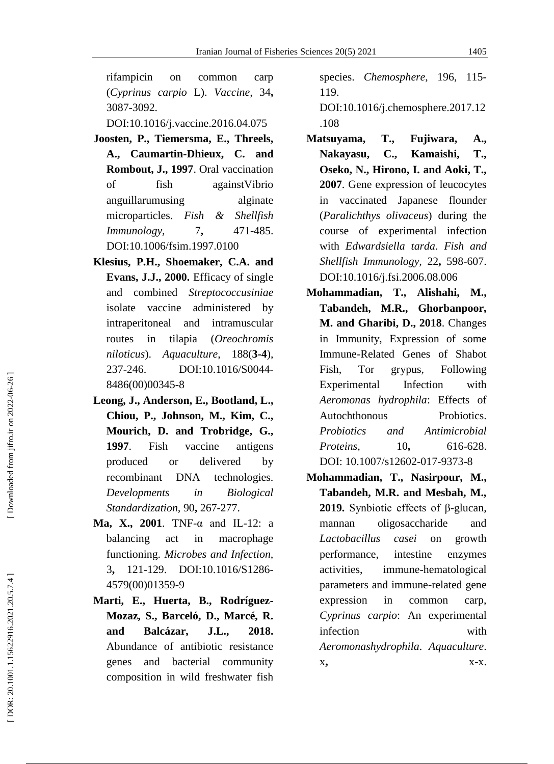rifampicin on common carp (*Cyprinus carpio* L). *Vaccine,* 34**,** 3087-3092. DOI:10.1016/j.vaccine.2016.04.075

**Joosten, P., Tiemersma, E., Threels, A., Caumartin-Dhieux, C. and Rombout, J., 1997**. Oral vaccination of fish againstVibrio anguillarumusing alginate microparticles. *Fish & Shellfish Immunology,* 7**,** 471-485. DOI:10.1006/fsim.1997.0100

**Klesius, P.H., Shoemaker, C.A. and Evans, J.J., 2000.** Efficacy of single and combined *Streptococcusiniae* isolate vaccine administered by intraperitoneal and intramuscular routes in tilapia (*Oreochromis niloticus*). *Aquaculture*, 188(**3-4**), 237-246. DOI:10.1016/S0044-8486(00)00345-8

**Leong, J., Anderson, E., Bootland, L., Chiou, P., Johnson, M., Kim, C., Mourich, D. and Trobridge, G., 1997**. Fish vaccine antigens produced or delivered by recombinant DNA technologies. *Developments in Biological Standardization,* 90**,** 267-277.

**Ma, X., 2001**. TNF-α and IL-12: a balancing act in macrophage functioning. *Microbes and Infection,* 3**,** 121-129. DOI:10.1016/S1286-4579(00)01359-9

**Marti, E., Huerta, B., Rodríguez-Mozaz, S., Barceló, D., Marcé, R. and Balcázar, J.L., 2018.** Abundance of antibiotic resistance genes and bacterial community composition in wild freshwater fish species. *Chemosphere*, 196, 115-119. DOI:10.1016/j.chemosphere.2017.12.108

**Matsuyama, T., Fujiwara, A., Nakayasu, C., Kamaishi, T., Oseko, N., Hirono, I. and Aoki, T., 2007**. Gene expression of leucocytes in vaccinated Japanese flounder (*Paralichthys olivaceus*) during the course of experimental infection with *Edwardsiella tarda*. *Fish and Shellfish Immunology,* 22**,** 598-607. DOI:10.1016/j.fsi.2006.08.006

**Mohammadian, T., Alishahi, M., Tabandeh, M.R., Ghorbanpoor, M. and Gharibi, D., 2018**. Changes in Immunity, Expression of some Immune-Related Genes of Shabot Fish, Tor grypus, Following Experimental Infection with *Aeromonas hydrophila*: Effects of Autochthonous Probiotics. *Probiotics and Antimicrobial Proteins,* 10**,** 616-628. DOI: 10.1007/s12602-017-9373-8

**Mohammadian, T., Nasirpour, M., Tabandeh, M.R. and Mesbah, M., 2019.** Synbiotic effects of β-glucan, mannan oligosaccharide and *Lactobacillus casei* on growth performance, intestine enzymes activities, immune-hematological parameters and immune-related gene expression in common carp, *Cyprinus carpio*: An experimental infection with *Aeromonashydrophila*. *Aquaculture*. x**,** x-x.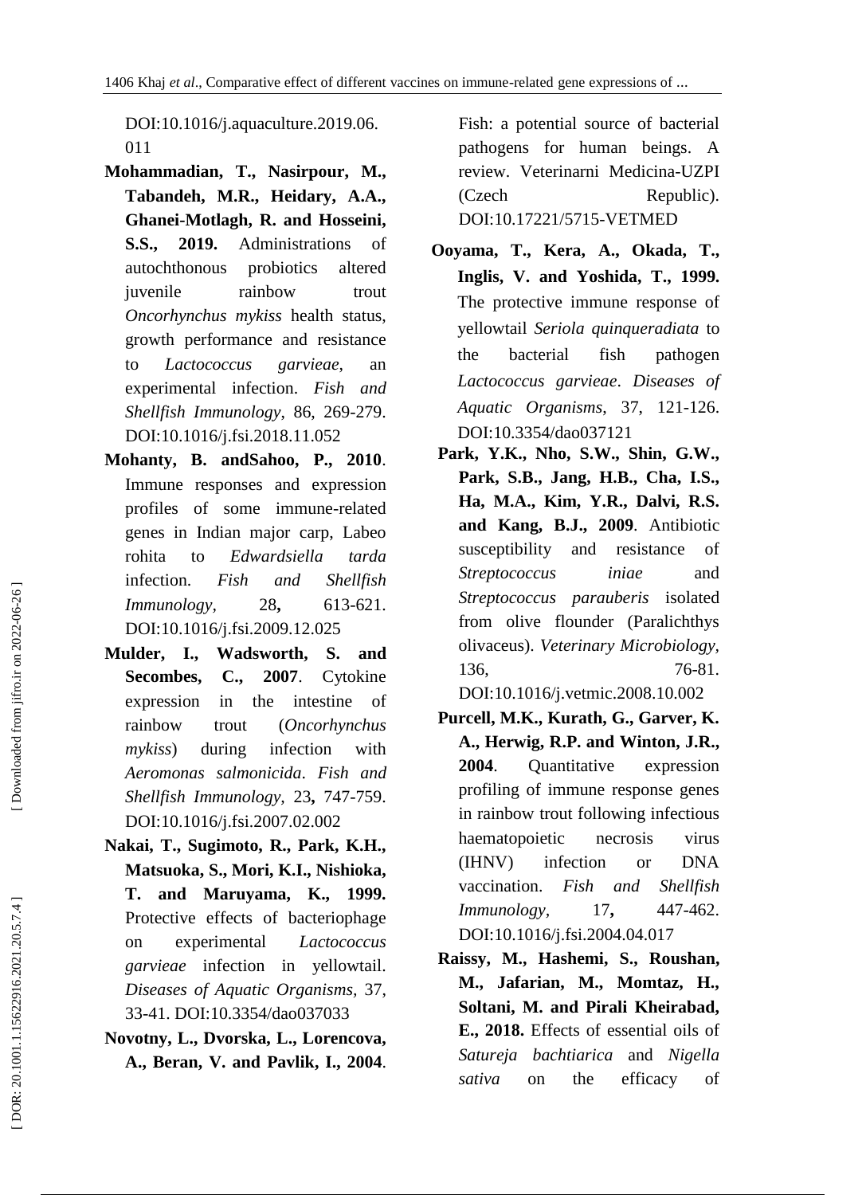DOI:10.1016/j.aquaculture.2019.06.011

**Mohammadian, T., Nasirpour, M., Tabandeh, M.R., Heidary, A.A., Ghanei-Motlagh, R. and Hosseini, S.S., 2019.** Administrations of autochthonous probiotics altered juvenile rainbow trout *Oncorhynchus mykiss* health status, growth performance and resistance to *Lactococcus garvieae*, an experimental infection. *Fish and Shellfish Immunology*, 86, 269-279. DOI:10.1016/j.fsi.2018.11.052

**Mohanty, B. andSahoo, P., 2010**. Immune responses and expression profiles of some immune-related genes in Indian major carp, Labeo rohita to *Edwardsiella tarda* infection. *Fish and Shellfish Immunology,* 28**,** 613-621. DOI:10.1016/j.fsi.2009.12.025

**Mulder, I., Wadsworth, S. and Secombes, C., 2007**. Cytokine expression in the intestine of rainbow trout (*Oncorhynchus mykiss*) during infection with *Aeromonas salmonicida*. *Fish and Shellfish Immunology,* 23**,** 747-759. DOI:10.1016/j.fsi.2007.02.002

**Nakai, T., Sugimoto, R., Park, K.H., Matsuoka, S., Mori, K.I., Nishioka, T. and Maruyama, K., 1999.** Protective effects of bacteriophage on experimental *Lactococcus garvieae* infection in yellowtail. *Diseases of Aquatic Organisms,* 37, 33-41. DOI:10.3354/dao037033

**Novotny, L., Dvorska, L., Lorencova, A., Beran, V. and Pavlik, I., 2004**. Fish: a potential source of bacterial pathogens for human beings. A review. Veterinarni Medicina-UZPI (Czech Republic). DOI:10.17221/5715-VETMED

**Ooyama, T., Kera, A., Okada, T., Inglis, V. and Yoshida, T., 1999.** The protective immune response of yellowtail *Seriola quinqueradiata* to the bacterial fish pathogen *Lactococcus garvieae*. *Diseases of Aquatic Organisms*, 37, 121-126. DOI:10.3354/dao037121

**Park, Y.K., Nho, S.W., Shin, G.W., Park, S.B., Jang, H.B., Cha, I.S., Ha, M.A., Kim, Y.R., Dalvi, R.S. and Kang, B.J., 2009**. Antibiotic susceptibility and resistance of *Streptococcus iniae* and *Streptococcus parauberis* isolated from olive flounder (Paralichthys olivaceus). *Veterinary Microbiology,* 136, 76-81. DOI:10.1016/j.vetmic.2008.10.002

**Purcell, M.K., Kurath, G., Garver, K. A., Herwig, R.P. and Winton, J.R., 2004**. Quantitative expression profiling of immune response genes in rainbow trout following infectious haematopoietic necrosis virus (IHNV) infection or DNA vaccination. *Fish and Shellfish Immunology,* 17**,** 447-462. DOI:10.1016/j.fsi.2004.04.017

**Raissy, M., Hashemi, S., Roushan, M., Jafarian, M., Momtaz, H., Soltani, M. and Pirali Kheirabad, E., 2018.** Effects of essential oils of *Satureja bachtiarica* and *Nigella sativa* on the efficacy of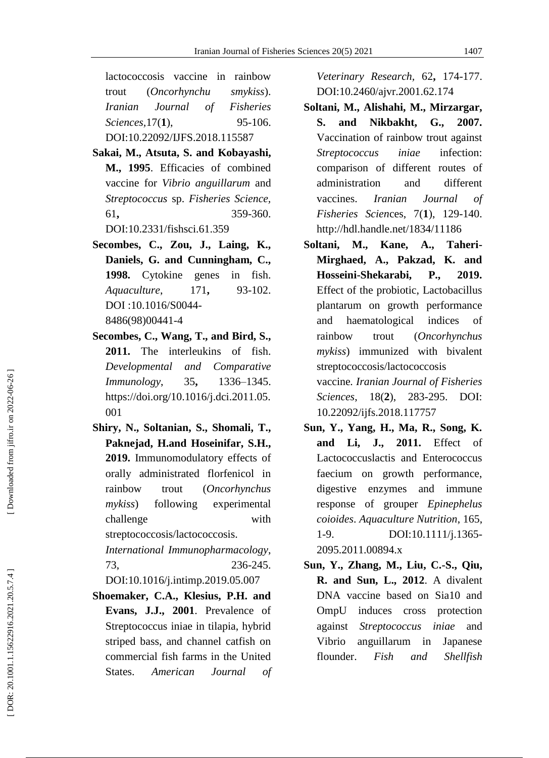lactococcosis vaccine in rainbow trout (*Oncorhynchu smykiss*). *Iranian Journal of Fisheries Sciences*,17(**1**), 95-106. DOI:10.22092/IJFS.2018.115587

**Sakai, M., Atsuta, S. and Kobayashi, M., 1995**. Efficacies of combined vaccine for *Vibrio anguillarum* and *Streptococcus* sp. *Fisheries Science*, 61**,** 359-360. DOI:10.2331/fishsci.61.359

**Secombes, C., Zou, J., Laing, K., Daniels, G. and Cunningham, C., 1998.** Cytokine genes in fish. *Aquaculture*, 171**,** 93-102. DOI :10.1016/S0044-8486(98)00441-4

**Secombes, C., Wang, T., and Bird, S., 2011.** The interleukins of fish. *Developmental and Comparative Immunology*, 35**,** 1336–1345. https://doi.org/10.1016/j.dci.2011.05.001

**Shiry, N., Soltanian, S., Shomali, T., Paknejad, H.and Hoseinifar, S.H., 2019.** Immunomodulatory effects of orally administrated florfenicol in rainbow trout (*Oncorhynchus mykiss*) following experimental challenge with streptococcosis/lactococcosis. *International Immunopharmacology*, 73, 236-245. DOI:10.1016/j.intimp.2019.05.007

**Shoemaker, C.A., Klesius, P.H. and Evans, J.J., 2001**. Prevalence of Streptococcus iniae in tilapia, hybrid striped bass, and channel catfish on commercial fish farms in the United States. *American Journal of Veterinary Research*, 62**,** 174-177. DOI:10.2460/ajvr.2001.62.174

**Soltani, M., Alishahi, M., Mirzargar, S. and Nikbakht, G., 2007.** Vaccination of rainbow trout against *Streptococcus iniae* infection: comparison of different routes of administration and different vaccines. *Iranian Journal of Fisheries Scien*ces, 7(**1**), 129-140. http://hdl.handle.net/1834/11186

**Soltani, M., Kane, A., Taheri-Mirghaed, A., Pakzad, K. and Hosseini-Shekarabi, P., 2019.** Effect of the probiotic, Lactobacillus plantarum on growth performance and haematological indices of rainbow trout (*Oncorhynchus mykiss*) immunized with bivalent streptococcosis/lactococcosis vaccine. *Iranian Journal of Fisheries Sciences*, 18(**2**), 283-295. DOI: 10.22092/ijfs.2018.117757

**Sun, Y., Yang, H., Ma, R., Song, K. and Li, J., 2011.** Effect of Lactococcuslactis and Enterococcus faecium on growth performance, digestive enzymes and immune response of grouper *Epinephelus coioides*. *Aquaculture Nutrition*, 165, 1-9. DOI:10.1111/j.1365-2095.2011.00894.x

**Sun, Y., Zhang, M., Liu, C.-S., Qiu, R. and Sun, L., 2012**. A divalent DNA vaccine based on Sia10 and OmpU induces cross protection against *Streptococcus iniae* and Vibrio anguillarum in Japanese flounder. *Fish and Shellfish*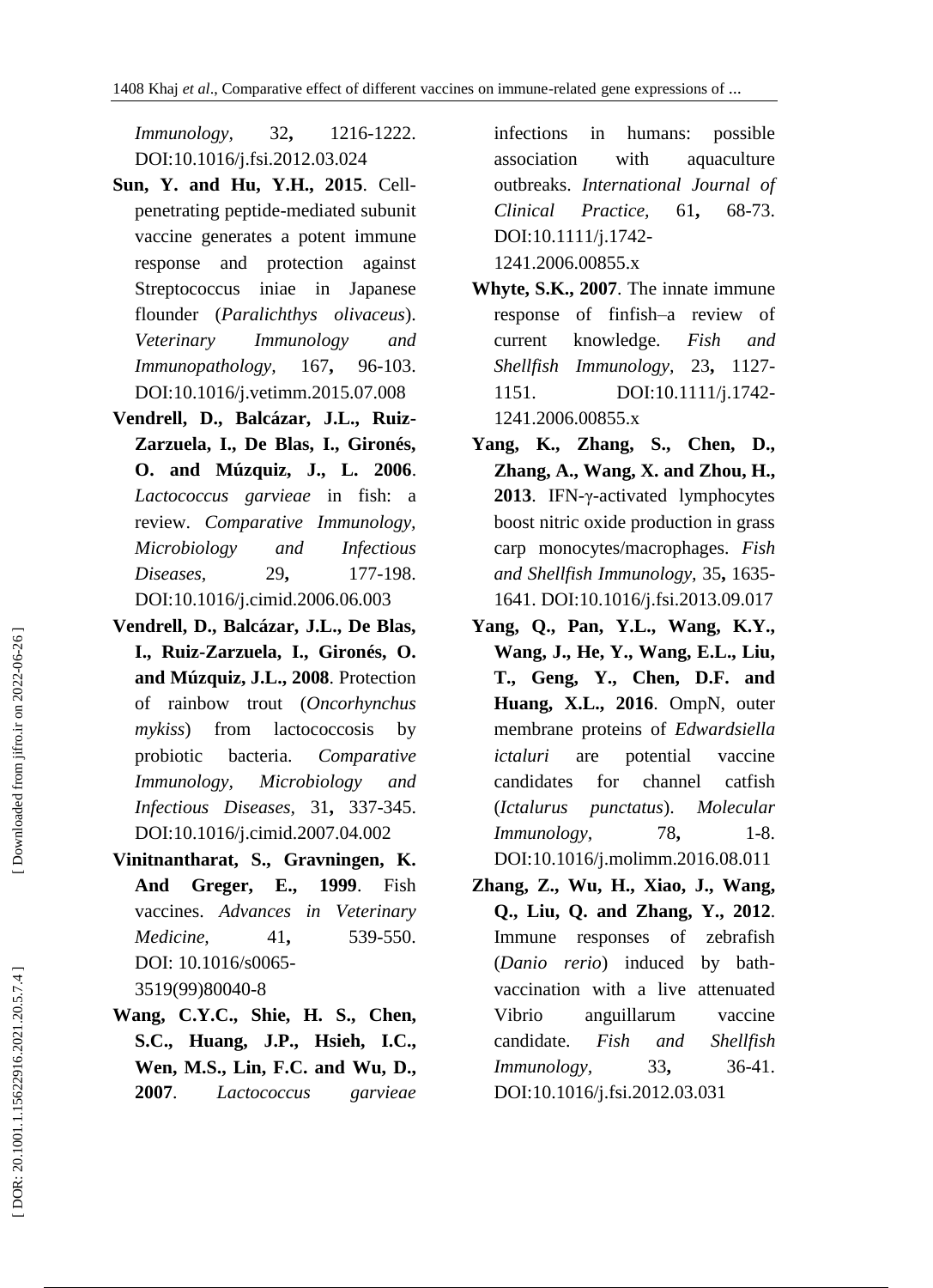*Immunology,* 32**,** 1216-1222. DOI:10.1016/j.fsi.2012.03.024

**Sun, Y. and Hu, Y.H., 2015**. Cell-penetrating peptide-mediated subunit vaccine generates a potent immune response and protection against Streptococcus iniae in Japanese flounder (*Paralichthys olivaceus*). *Veterinary Immunology and Immunopathology,* 167**,** 96-103. DOI:10.1016/j.vetimm.2015.07.008

**Vendrell, D., Balcázar, J.L., Ruiz-Zarzuela, I., De Blas, I., Gironés, O. and Múzquiz, J., L. 2006**. *Lactococcus garvieae* in fish: a review. *Comparative Immunology, Microbiology and Infectious Diseases,* 29**,** 177-198. DOI:10.1016/j.cimid.2006.06.003

**Vendrell, D., Balcázar, J.L., De Blas, I., Ruiz-Zarzuela, I., Gironés, O. and Múzquiz, J.L., 2008**. Protection of rainbow trout (*Oncorhynchus mykiss*) from lactococcosis by probiotic bacteria. *Comparative Immunology, Microbiology and Infectious Diseases,* 31**,** 337-345. DOI:10.1016/j.cimid.2007.04.002

**Vinitnantharat, S., Gravningen, K. And Greger, E., 1999**. Fish vaccines. *Advances in Veterinary Medicine,* 41**,** 539-550. DOI: 10.1016/s0065-3519(99)80040-8

**Wang, C.Y.C., Shie, H. S., Chen, S.C., Huang, J.P., Hsieh, I.C., Wen, M.S., Lin, F.C. and Wu, D., 2007**. *Lactococcus garvieae* infections in humans: possible association with aquaculture outbreaks. *International Journal of Clinical Practice,* 61**,** 68-73. DOI:10.1111/j.1742-1241.2006.00855.x

**Whyte, S.K., 2007**. The innate immune response of finfish–a review of current knowledge. *Fish and Shellfish Immunology,* 23**,** 1127-1151. DOI:10.1111/j.1742-1241.2006.00855.x

**Yang, K., Zhang, S., Chen, D., Zhang, A., Wang, X. and Zhou, H., 2013**. IFN-γ-activated lymphocytes boost nitric oxide production in grass carp monocytes/macrophages. *Fish and Shellfish Immunology,* 35**,** 1635-1641. DOI:10.1016/j.fsi.2013.09.017

**Yang, Q., Pan, Y.L., Wang, K.Y., Wang, J., He, Y., Wang, E.L., Liu, T., Geng, Y., Chen, D.F. and Huang, X.L., 2016**. OmpN, outer membrane proteins of *Edwardsiella ictaluri* are potential vaccine candidates for channel catfish (*Ictalurus punctatus*). *Molecular Immunology,* 78**,** 1-8. DOI:10.1016/j.molimm.2016.08.011

**Zhang, Z., Wu, H., Xiao, J., Wang, Q., Liu, Q. and Zhang, Y., 2012**. Immune responses of zebrafish (*Danio rerio*) induced by bath-vaccination with a live attenuated Vibrio anguillarum vaccine candidate. *Fish and Shellfish Immunology,* 33**,** 36-41. DOI:10.1016/j.fsi.2012.03.031